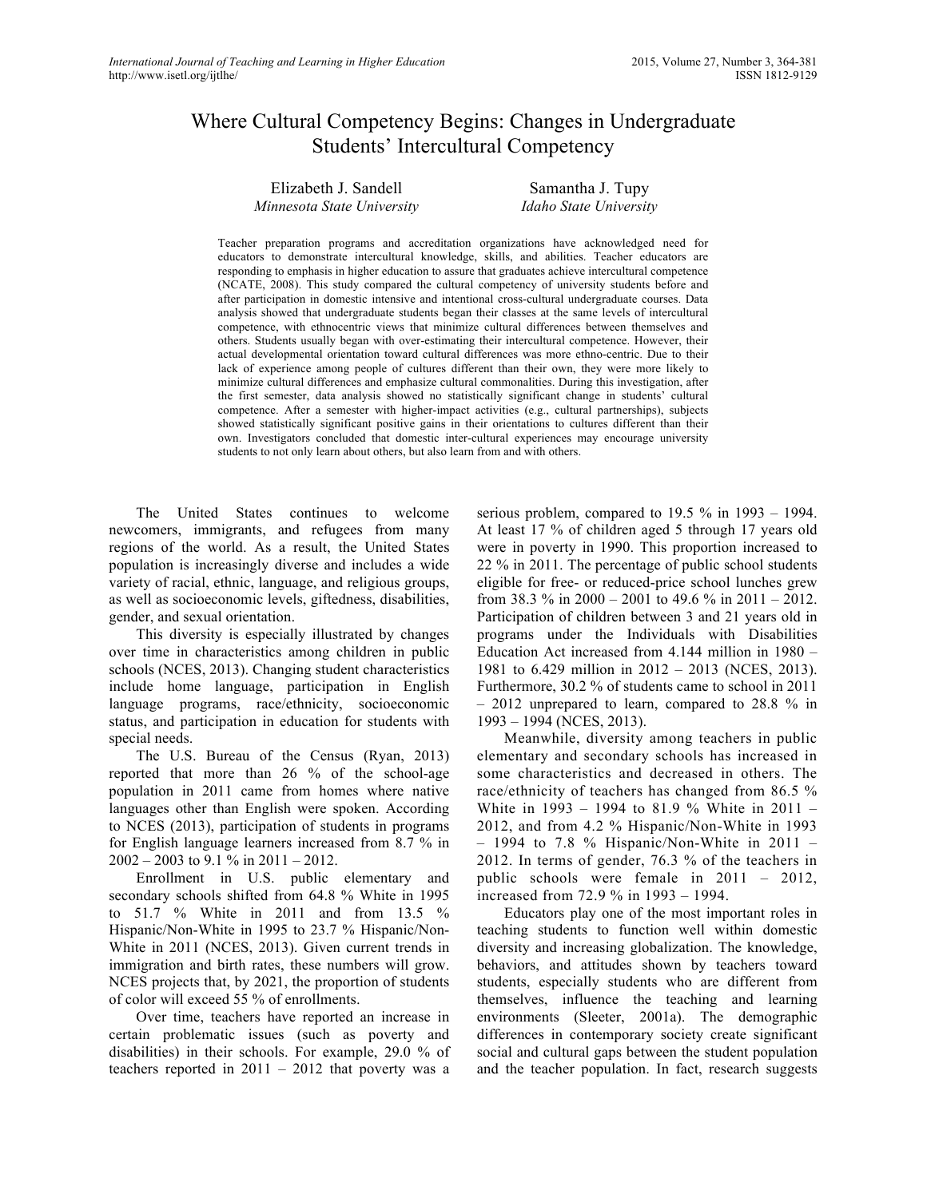# Where Cultural Competency Begins: Changes in Undergraduate Students' Intercultural Competency

Elizabeth J. Sandell
*Minnesota State University*

Samantha J. Tupy
*Idaho State University*

Teacher preparation programs and accreditation organizations have acknowledged need for educators to demonstrate intercultural knowledge, skills, and abilities. Teacher educators are responding to emphasis in higher education to assure that graduates achieve intercultural competence (NCATE, 2008). This study compared the cultural competency of university students before and after participation in domestic intensive and intentional cross-cultural undergraduate courses. Data analysis showed that undergraduate students began their classes at the same levels of intercultural competence, with ethnocentric views that minimize cultural differences between themselves and others. Students usually began with over-estimating their intercultural competence. However, their actual developmental orientation toward cultural differences was more ethno-centric. Due to their lack of experience among people of cultures different than their own, they were more likely to minimize cultural differences and emphasize cultural commonalities. During this investigation, after the first semester, data analysis showed no statistically significant change in students' cultural competence. After a semester with higher-impact activities (e.g., cultural partnerships), subjects showed statistically significant positive gains in their orientations to cultures different than their own. Investigators concluded that domestic inter-cultural experiences may encourage university students to not only learn about others, but also learn from and with others.

The United States continues to welcome newcomers, immigrants, and refugees from many regions of the world. As a result, the United States population is increasingly diverse and includes a wide variety of racial, ethnic, language, and religious groups, as well as socioeconomic levels, giftedness, disabilities, gender, and sexual orientation.

This diversity is especially illustrated by changes over time in characteristics among children in public schools (NCES, 2013). Changing student characteristics include home language, participation in English language programs, race/ethnicity, socioeconomic status, and participation in education for students with special needs.

The U.S. Bureau of the Census (Ryan, 2013) reported that more than 26 % of the school-age population in 2011 came from homes where native languages other than English were spoken. According to NCES (2013), participation of students in programs for English language learners increased from 8.7 % in 2002 – 2003 to 9.1 % in 2011 – 2012.

Enrollment in U.S. public elementary and secondary schools shifted from 64.8 % White in 1995 to 51.7 % White in 2011 and from 13.5 % Hispanic/Non-White in 1995 to 23.7 % Hispanic/Non-White in 2011 (NCES, 2013). Given current trends in immigration and birth rates, these numbers will grow. NCES projects that, by 2021, the proportion of students of color will exceed 55 % of enrollments.

Over time, teachers have reported an increase in certain problematic issues (such as poverty and disabilities) in their schools. For example, 29.0 % of teachers reported in 2011 – 2012 that poverty was a serious problem, compared to 19.5 % in 1993 – 1994. At least 17 % of children aged 5 through 17 years old were in poverty in 1990. This proportion increased to 22 % in 2011. The percentage of public school students eligible for free- or reduced-price school lunches grew from 38.3 % in 2000 – 2001 to 49.6 % in 2011 – 2012. Participation of children between 3 and 21 years old in programs under the Individuals with Disabilities Education Act increased from 4.144 million in 1980 – 1981 to 6.429 million in 2012 – 2013 (NCES, 2013). Furthermore, 30.2 % of students came to school in 2011 – 2012 unprepared to learn, compared to 28.8 % in 1993 – 1994 (NCES, 2013).

Meanwhile, diversity among teachers in public elementary and secondary schools has increased in some characteristics and decreased in others. The race/ethnicity of teachers has changed from 86.5 % White in 1993 – 1994 to 81.9 % White in 2011 – 2012, and from 4.2 % Hispanic/Non-White in 1993 – 1994 to 7.8 % Hispanic/Non-White in 2011 – 2012. In terms of gender, 76.3 % of the teachers in public schools were female in 2011 – 2012, increased from 72.9 % in 1993 – 1994.

Educators play one of the most important roles in teaching students to function well within domestic diversity and increasing globalization. The knowledge, behaviors, and attitudes shown by teachers toward students, especially students who are different from themselves, influence the teaching and learning environments (Sleeter, 2001a). The demographic differences in contemporary society create significant social and cultural gaps between the student population and the teacher population. In fact, research suggests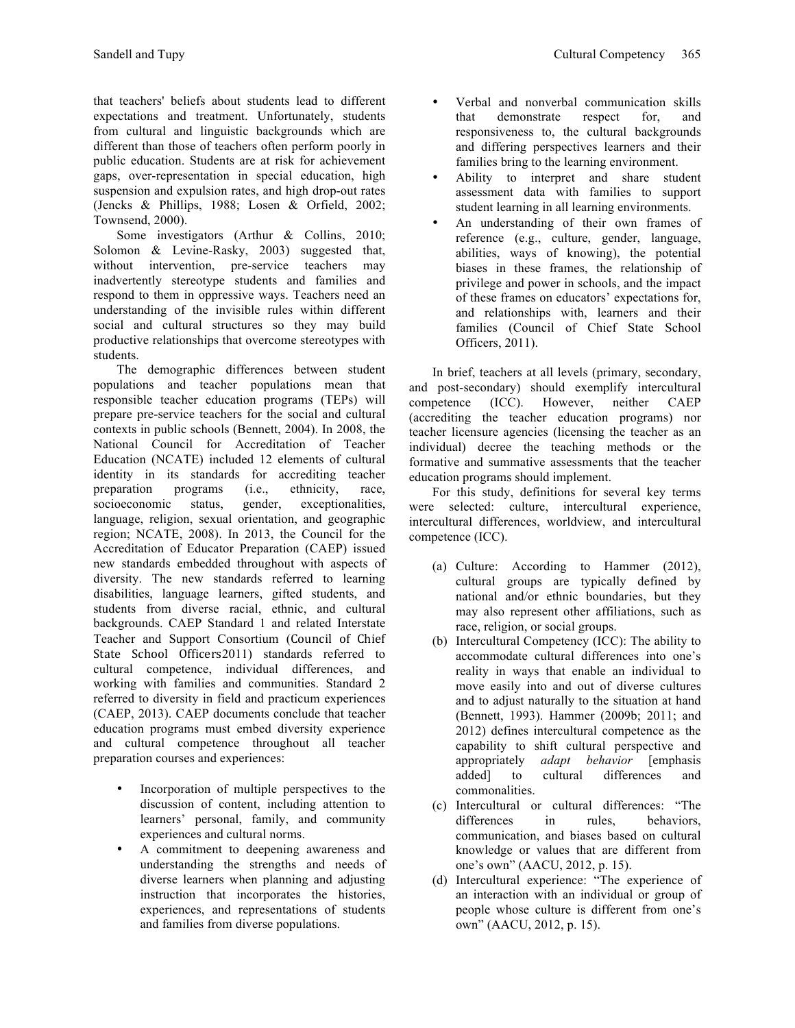that teachers' beliefs about students lead to different expectations and treatment. Unfortunately, students from cultural and linguistic backgrounds which are different than those of teachers often perform poorly in public education. Students are at risk for achievement gaps, over-representation in special education, high suspension and expulsion rates, and high drop-out rates (Jencks & Phillips, 1988; Losen & Orfield, 2002; Townsend, 2000).

Some investigators (Arthur & Collins, 2010; Solomon & Levine-Rasky, 2003) suggested that, without intervention, pre-service teachers may inadvertently stereotype students and families and respond to them in oppressive ways. Teachers need an understanding of the invisible rules within different social and cultural structures so they may build productive relationships that overcome stereotypes with students.

The demographic differences between student populations and teacher populations mean that responsible teacher education programs (TEPs) will prepare pre-service teachers for the social and cultural contexts in public schools (Bennett, 2004). In 2008, the National Council for Accreditation of Teacher Education (NCATE) included 12 elements of cultural identity in its standards for accrediting teacher preparation programs (i.e., ethnicity, race, socioeconomic status, gender, exceptionalities, language, religion, sexual orientation, and geographic region; NCATE, 2008). In 2013, the Council for the Accreditation of Educator Preparation (CAEP) issued new standards embedded throughout with aspects of diversity. The new standards referred to learning disabilities, language learners, gifted students, and students from diverse racial, ethnic, and cultural backgrounds. CAEP Standard 1 and related Interstate Teacher and Support Consortium (Council of Chief State School Officers2011) standards referred to cultural competence, individual differences, and working with families and communities. Standard 2 referred to diversity in field and practicum experiences (CAEP, 2013). CAEP documents conclude that teacher education programs must embed diversity experience and cultural competence throughout all teacher preparation courses and experiences:

- Incorporation of multiple perspectives to the discussion of content, including attention to learners' personal, family, and community experiences and cultural norms.
- A commitment to deepening awareness and understanding the strengths and needs of diverse learners when planning and adjusting instruction that incorporates the histories, experiences, and representations of students and families from diverse populations.
- Verbal and nonverbal communication skills that demonstrate respect for, and responsiveness to, the cultural backgrounds and differing perspectives learners and their families bring to the learning environment.
- Ability to interpret and share student assessment data with families to support student learning in all learning environments.
- An understanding of their own frames of reference (e.g., culture, gender, language, abilities, ways of knowing), the potential biases in these frames, the relationship of privilege and power in schools, and the impact of these frames on educators' expectations for, and relationships with, learners and their families (Council of Chief State School Officers, 2011).

In brief, teachers at all levels (primary, secondary, and post-secondary) should exemplify intercultural competence (ICC). However, neither CAEP (accrediting the teacher education programs) nor teacher licensure agencies (licensing the teacher as an individual) decree the teaching methods or the formative and summative assessments that the teacher education programs should implement.

For this study, definitions for several key terms were selected: culture, intercultural experience, intercultural differences, worldview, and intercultural competence (ICC).

(a) Culture: According to Hammer (2012), cultural groups are typically defined by national and/or ethnic boundaries, but they may also represent other affiliations, such as race, religion, or social groups.

(b) Intercultural Competency (ICC): The ability to accommodate cultural differences into one's reality in ways that enable an individual to move easily into and out of diverse cultures and to adjust naturally to the situation at hand (Bennett, 1993). Hammer (2009b; 2011; and 2012) defines intercultural competence as the capability to shift cultural perspective and appropriately *adapt behavior* [emphasis added] to cultural differences and commonalities.

(c) Intercultural or cultural differences: "The differences in rules, behaviors, communication, and biases based on cultural knowledge or values that are different from one's own" (AACU, 2012, p. 15).

(d) Intercultural experience: "The experience of an interaction with an individual or group of people whose culture is different from one's own" (AACU, 2012, p. 15).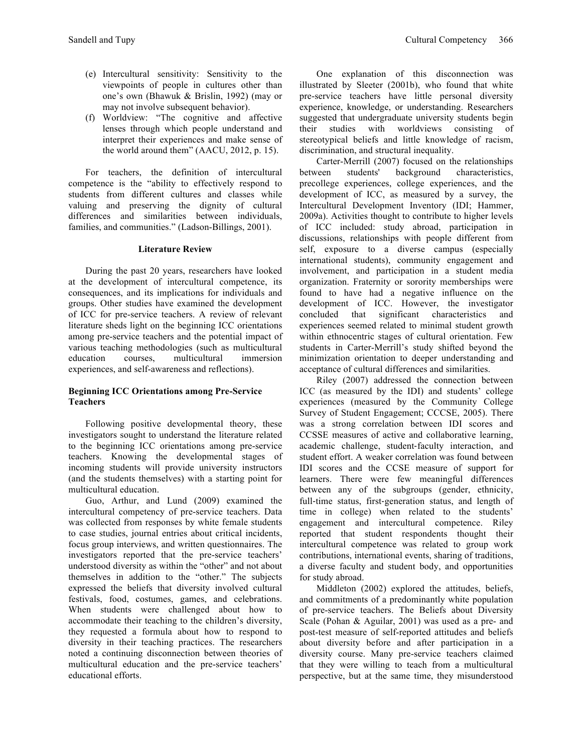(e) Intercultural sensitivity: Sensitivity to the viewpoints of people in cultures other than one's own (Bhawuk & Brislin, 1992) (may or may not involve subsequent behavior).

(f) Worldview: "The cognitive and affective lenses through which people understand and interpret their experiences and make sense of the world around them" (AACU, 2012, p. 15).

For teachers, the definition of intercultural competence is the "ability to effectively respond to students from different cultures and classes while valuing and preserving the dignity of cultural differences and similarities between individuals, families, and communities." (Ladson-Billings, 2001).

## Literature Review

During the past 20 years, researchers have looked at the development of intercultural competence, its consequences, and its implications for individuals and groups. Other studies have examined the development of ICC for pre-service teachers. A review of relevant literature sheds light on the beginning ICC orientations among pre-service teachers and the potential impact of various teaching methodologies (such as multicultural education courses, multicultural immersion experiences, and self-awareness and reflections).

### Beginning ICC Orientations among Pre-Service Teachers

Following positive developmental theory, these investigators sought to understand the literature related to the beginning ICC orientations among pre-service teachers. Knowing the developmental stages of incoming students will provide university instructors (and the students themselves) with a starting point for multicultural education.

Guo, Arthur, and Lund (2009) examined the intercultural competency of pre-service teachers. Data was collected from responses by white female students to case studies, journal entries about critical incidents, focus group interviews, and written questionnaires. The investigators reported that the pre-service teachers' understood diversity as within the "other" and not about themselves in addition to the "other." The subjects expressed the beliefs that diversity involved cultural festivals, food, costumes, games, and celebrations. When students were challenged about how to accommodate their teaching to the children's diversity, they requested a formula about how to respond to diversity in their teaching practices. The researchers noted a continuing disconnection between theories of multicultural education and the pre-service teachers' educational efforts.

One explanation of this disconnection was illustrated by Sleeter (2001b), who found that white pre-service teachers have little personal diversity experience, knowledge, or understanding. Researchers suggested that undergraduate university students begin their studies with worldviews consisting of stereotypical beliefs and little knowledge of racism, discrimination, and structural inequality.

Carter-Merrill (2007) focused on the relationships between students' background characteristics, precollege experiences, college experiences, and the development of ICC, as measured by a survey, the Intercultural Development Inventory (IDI; Hammer, 2009a). Activities thought to contribute to higher levels of ICC included: study abroad, participation in discussions, relationships with people different from self, exposure to a diverse campus (especially international students), community engagement and involvement, and participation in a student media organization. Fraternity or sorority memberships were found to have had a negative influence on the development of ICC. However, the investigator concluded that significant characteristics and experiences seemed related to minimal student growth within ethnocentric stages of cultural orientation. Few students in Carter-Merrill's study shifted beyond the minimization orientation to deeper understanding and acceptance of cultural differences and similarities.

Riley (2007) addressed the connection between ICC (as measured by the IDI) and students' college experiences (measured by the Community College Survey of Student Engagement; CCCSE, 2005). There was a strong correlation between IDI scores and CCSSE measures of active and collaborative learning, academic challenge, student-faculty interaction, and student effort. A weaker correlation was found between IDI scores and the CCSE measure of support for learners. There were few meaningful differences between any of the subgroups (gender, ethnicity, full-time status, first-generation status, and length of time in college) when related to the students' engagement and intercultural competence. Riley reported that student respondents thought their intercultural competence was related to group work contributions, international events, sharing of traditions, a diverse faculty and student body, and opportunities for study abroad.

Middleton (2002) explored the attitudes, beliefs, and commitments of a predominantly white population of pre-service teachers. The Beliefs about Diversity Scale (Pohan & Aguilar, 2001) was used as a pre- and post-test measure of self-reported attitudes and beliefs about diversity before and after participation in a diversity course. Many pre-service teachers claimed that they were willing to teach from a multicultural perspective, but at the same time, they misunderstood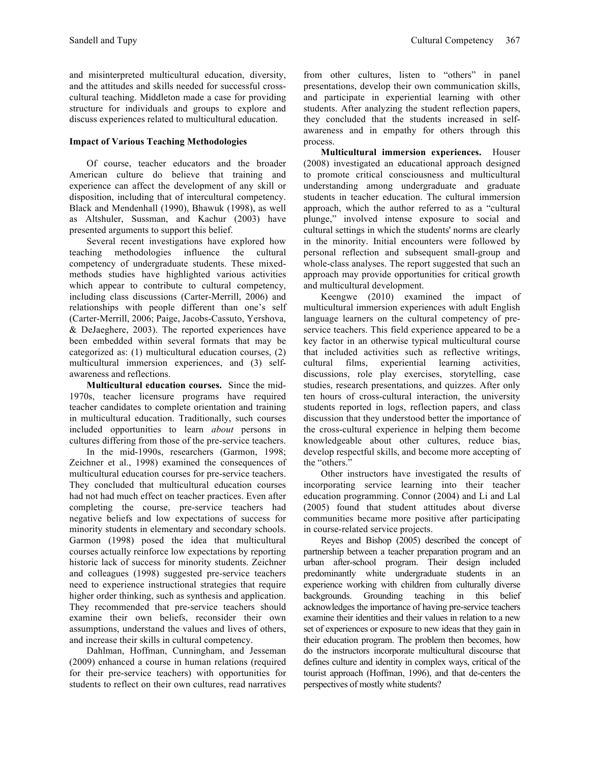and misinterpreted multicultural education, diversity, and the attitudes and skills needed for successful cross-cultural teaching. Middleton made a case for providing structure for individuals and groups to explore and discuss experiences related to multicultural education.

### Impact of Various Teaching Methodologies

Of course, teacher educators and the broader American culture do believe that training and experience can affect the development of any skill or disposition, including that of intercultural competency. Black and Mendenhall (1990), Bhawuk (1998), as well as Altshuler, Sussman, and Kachur (2003) have presented arguments to support this belief.

Several recent investigations have explored how teaching methodologies influence the cultural competency of undergraduate students. These mixed-methods studies have highlighted various activities which appear to contribute to cultural competency, including class discussions (Carter-Merrill, 2006) and relationships with people different than one's self (Carter-Merrill, 2006; Paige, Jacobs-Cassuto, Yershova, & DeJaeghere, 2003). The reported experiences have been embedded within several formats that may be categorized as: (1) multicultural education courses, (2) multicultural immersion experiences, and (3) self-awareness and reflections.

**Multicultural education courses.** Since the mid-1970s, teacher licensure programs have required teacher candidates to complete orientation and training in multicultural education. Traditionally, such courses included opportunities to learn *about* persons in cultures differing from those of the pre-service teachers.

In the mid-1990s, researchers (Garmon, 1998; Zeichner et al., 1998) examined the consequences of multicultural education courses for pre-service teachers. They concluded that multicultural education courses had not had much effect on teacher practices. Even after completing the course, pre-service teachers had negative beliefs and low expectations of success for minority students in elementary and secondary schools. Garmon (1998) posed the idea that multicultural courses actually reinforce low expectations by reporting historic lack of success for minority students. Zeichner and colleagues (1998) suggested pre-service teachers need to experience instructional strategies that require higher order thinking, such as synthesis and application. They recommended that pre-service teachers should examine their own beliefs, reconsider their own assumptions, understand the values and lives of others, and increase their skills in cultural competency.

Dahlman, Hoffman, Cunningham, and Jesseman (2009) enhanced a course in human relations (required for their pre-service teachers) with opportunities for students to reflect on their own cultures, read narratives from other cultures, listen to "others" in panel presentations, develop their own communication skills, and participate in experiential learning with other students. After analyzing the student reflection papers, they concluded that the students increased in self-awareness and in empathy for others through this process.

**Multicultural immersion experiences.** Houser (2008) investigated an educational approach designed to promote critical consciousness and multicultural understanding among undergraduate and graduate students in teacher education. The cultural immersion approach, which the author referred to as a "cultural plunge," involved intense exposure to social and cultural settings in which the students' norms are clearly in the minority. Initial encounters were followed by personal reflection and subsequent small-group and whole-class analyses. The report suggested that such an approach may provide opportunities for critical growth and multicultural development.

Keengwe (2010) examined the impact of multicultural immersion experiences with adult English language learners on the cultural competency of pre-service teachers. This field experience appeared to be a key factor in an otherwise typical multicultural course that included activities such as reflective writings, cultural films, experiential learning activities, discussions, role play exercises, storytelling, case studies, research presentations, and quizzes. After only ten hours of cross-cultural interaction, the university students reported in logs, reflection papers, and class discussion that they understood better the importance of the cross-cultural experience in helping them become knowledgeable about other cultures, reduce bias, develop respectful skills, and become more accepting of the "others."

Other instructors have investigated the results of incorporating service learning into their teacher education programming. Connor (2004) and Li and Lal (2005) found that student attitudes about diverse communities became more positive after participating in course-related service projects.

Reyes and Bishop (2005) described the concept of partnership between a teacher preparation program and an urban after-school program. Their design included predominantly white undergraduate students in an experience working with children from culturally diverse backgrounds. Grounding teaching in this belief acknowledges the importance of having pre-service teachers examine their identities and their values in relation to a new set of experiences or exposure to new ideas that they gain in their education program. The problem then becomes, how do the instructors incorporate multicultural discourse that defines culture and identity in complex ways, critical of the tourist approach (Hoffman, 1996), and that de-centers the perspectives of mostly white students?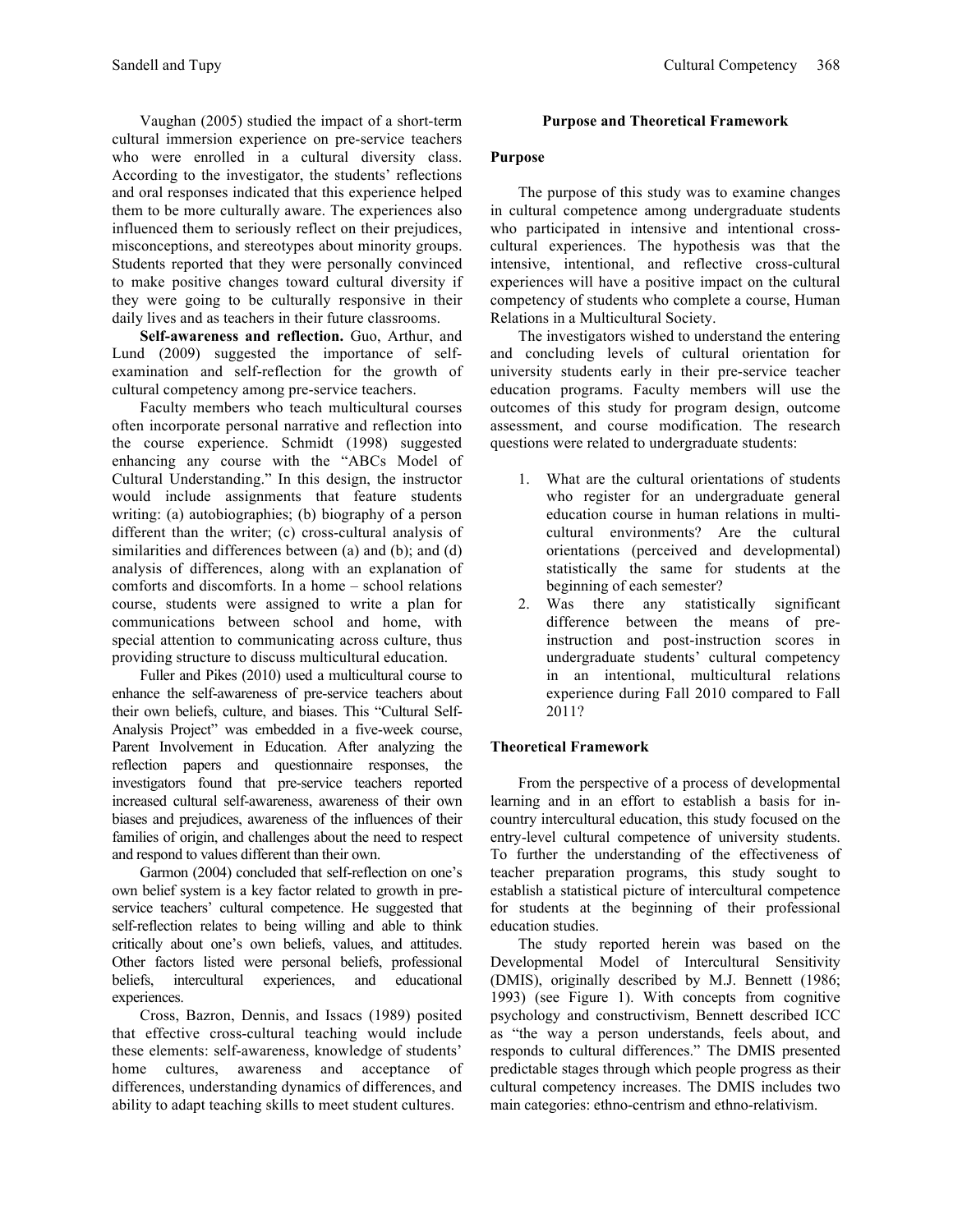Vaughan (2005) studied the impact of a short-term cultural immersion experience on pre-service teachers who were enrolled in a cultural diversity class. According to the investigator, the students' reflections and oral responses indicated that this experience helped them to be more culturally aware. The experiences also influenced them to seriously reflect on their prejudices, misconceptions, and stereotypes about minority groups. Students reported that they were personally convinced to make positive changes toward cultural diversity if they were going to be culturally responsive in their daily lives and as teachers in their future classrooms.

**Self-awareness and reflection.** Guo, Arthur, and Lund (2009) suggested the importance of self-examination and self-reflection for the growth of cultural competency among pre-service teachers.

Faculty members who teach multicultural courses often incorporate personal narrative and reflection into the course experience. Schmidt (1998) suggested enhancing any course with the "ABCs Model of Cultural Understanding." In this design, the instructor would include assignments that feature students writing: (a) autobiographies; (b) biography of a person different than the writer; (c) cross-cultural analysis of similarities and differences between (a) and (b); and (d) analysis of differences, along with an explanation of comforts and discomforts. In a home – school relations course, students were assigned to write a plan for communications between school and home, with special attention to communicating across culture, thus providing structure to discuss multicultural education.

Fuller and Pikes (2010) used a multicultural course to enhance the self-awareness of pre-service teachers about their own beliefs, culture, and biases. This "Cultural Self-Analysis Project" was embedded in a five-week course, Parent Involvement in Education. After analyzing the reflection papers and questionnaire responses, the investigators found that pre-service teachers reported increased cultural self-awareness, awareness of their own biases and prejudices, awareness of the influences of their families of origin, and challenges about the need to respect and respond to values different than their own.

Garmon (2004) concluded that self-reflection on one's own belief system is a key factor related to growth in pre-service teachers' cultural competence. He suggested that self-reflection relates to being willing and able to think critically about one's own beliefs, values, and attitudes. Other factors listed were personal beliefs, professional beliefs, intercultural experiences, and educational experiences.

Cross, Bazron, Dennis, and Issacs (1989) posited that effective cross-cultural teaching would include these elements: self-awareness, knowledge of students' home cultures, awareness and acceptance of differences, understanding dynamics of differences, and ability to adapt teaching skills to meet student cultures.

## Purpose and Theoretical Framework

### Purpose

The purpose of this study was to examine changes in cultural competence among undergraduate students who participated in intensive and intentional cross-cultural experiences. The hypothesis was that the intensive, intentional, and reflective cross-cultural experiences will have a positive impact on the cultural competency of students who complete a course, Human Relations in a Multicultural Society.

The investigators wished to understand the entering and concluding levels of cultural orientation for university students early in their pre-service teacher education programs. Faculty members will use the outcomes of this study for program design, outcome assessment, and course modification. The research questions were related to undergraduate students:

1. What are the cultural orientations of students who register for an undergraduate general education course in human relations in multi-cultural environments? Are the cultural orientations (perceived and developmental) statistically the same for students at the beginning of each semester?
2. Was there any statistically significant difference between the means of pre-instruction and post-instruction scores in undergraduate students' cultural competency in an intentional, multicultural relations experience during Fall 2010 compared to Fall 2011?

### Theoretical Framework

From the perspective of a process of developmental learning and in an effort to establish a basis for in-country intercultural education, this study focused on the entry-level cultural competence of university students. To further the understanding of the effectiveness of teacher preparation programs, this study sought to establish a statistical picture of intercultural competence for students at the beginning of their professional education studies.

The study reported herein was based on the Developmental Model of Intercultural Sensitivity (DMIS), originally described by M.J. Bennett (1986; 1993) (see Figure 1). With concepts from cognitive psychology and constructivism, Bennett described ICC as "the way a person understands, feels about, and responds to cultural differences." The DMIS presented predictable stages through which people progress as their cultural competency increases. The DMIS includes two main categories: ethno-centrism and ethno-relativism.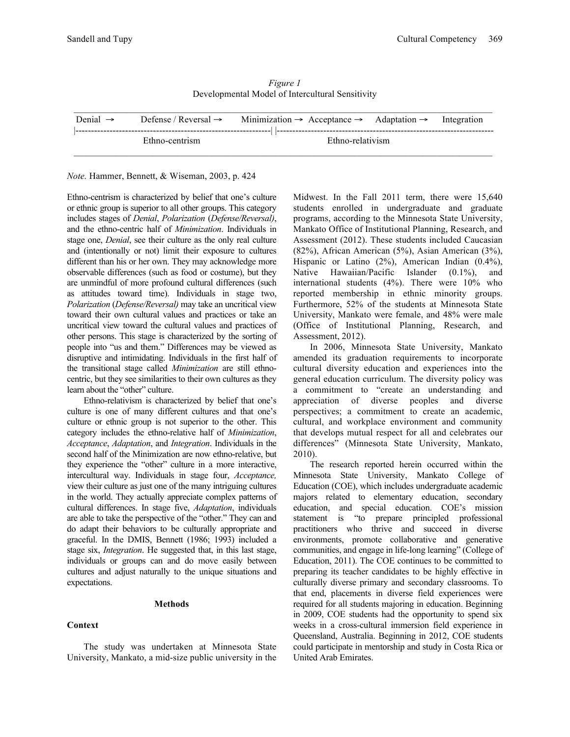*Figure 1*
Developmental Model of Intercultural Sensitivity

| Denial → | Defense / Reversal → | Minimization → | Acceptance → | Adaptation → | Integration |
|---|---|---|---|---|---|
| Ethno-centrism | | | Ethno-relativism | | |

*Note.* Hammer, Bennett, & Wiseman, 2003, p. 424

Ethno-centrism is characterized by belief that one's culture or ethnic group is superior to all other groups. This category includes stages of *Denial*, *Polarization* (*Defense/Reversal)*, and the ethno-centric half of *Minimization*. Individuals in stage one, *Denial*, see their culture as the only real culture and (intentionally or not) limit their exposure to cultures different than his or her own. They may acknowledge more observable differences (such as food or costume), but they are unmindful of more profound cultural differences (such as attitudes toward time). Individuals in stage two, *Polarization* (*Defense/Reversal)* may take an uncritical view toward their own cultural values and practices or take an uncritical view toward the cultural values and practices of other persons. This stage is characterized by the sorting of people into "us and them." Differences may be viewed as disruptive and intimidating. Individuals in the first half of the transitional stage called *Minimization* are still ethno-centric, but they see similarities to their own cultures as they learn about the "other" culture.

Ethno-relativism is characterized by belief that one's culture is one of many different cultures and that one's culture or ethnic group is not superior to the other. This category includes the ethno-relative half of *Minimization*, *Acceptance*, *Adaptation*, and *Integration*. Individuals in the second half of the Minimization are now ethno-relative, but they experience the "other" culture in a more interactive, intercultural way. Individuals in stage four, *Acceptance,* view their culture as just one of the many intriguing cultures in the world. They actually appreciate complex patterns of cultural differences. In stage five, *Adaptation*, individuals are able to take the perspective of the "other." They can and do adapt their behaviors to be culturally appropriate and graceful. In the DMIS, Bennett (1986; 1993) included a stage six, *Integration*. He suggested that, in this last stage, individuals or groups can and do move easily between cultures and adjust naturally to the unique situations and expectations.

## Methods

### Context

The study was undertaken at Minnesota State University, Mankato, a mid-size public university in the Midwest. In the Fall 2011 term, there were 15,640 students enrolled in undergraduate and graduate programs, according to the Minnesota State University, Mankato Office of Institutional Planning, Research, and Assessment (2012). These students included Caucasian (82%), African American (5%), Asian American (3%), Hispanic or Latino (2%), American Indian (0.4%), Native Hawaiian/Pacific Islander (0.1%), and international students (4%). There were 10% who reported membership in ethnic minority groups. Furthermore, 52% of the students at Minnesota State University, Mankato were female, and 48% were male (Office of Institutional Planning, Research, and Assessment, 2012).

In 2006, Minnesota State University, Mankato amended its graduation requirements to incorporate cultural diversity education and experiences into the general education curriculum. The diversity policy was a commitment to "create an understanding and appreciation of diverse peoples and diverse perspectives; a commitment to create an academic, cultural, and workplace environment and community that develops mutual respect for all and celebrates our differences" (Minnesota State University, Mankato, 2010).

The research reported herein occurred within the Minnesota State University, Mankato College of Education (COE), which includes undergraduate academic majors related to elementary education, secondary education, and special education. COE's mission statement is "to prepare principled professional practitioners who thrive and succeed in diverse environments, promote collaborative and generative communities, and engage in life-long learning" (College of Education, 2011). The COE continues to be committed to preparing its teacher candidates to be highly effective in culturally diverse primary and secondary classrooms. To that end, placements in diverse field experiences were required for all students majoring in education. Beginning in 2009, COE students had the opportunity to spend six weeks in a cross-cultural immersion field experience in Queensland, Australia. Beginning in 2012, COE students could participate in mentorship and study in Costa Rica or United Arab Emirates.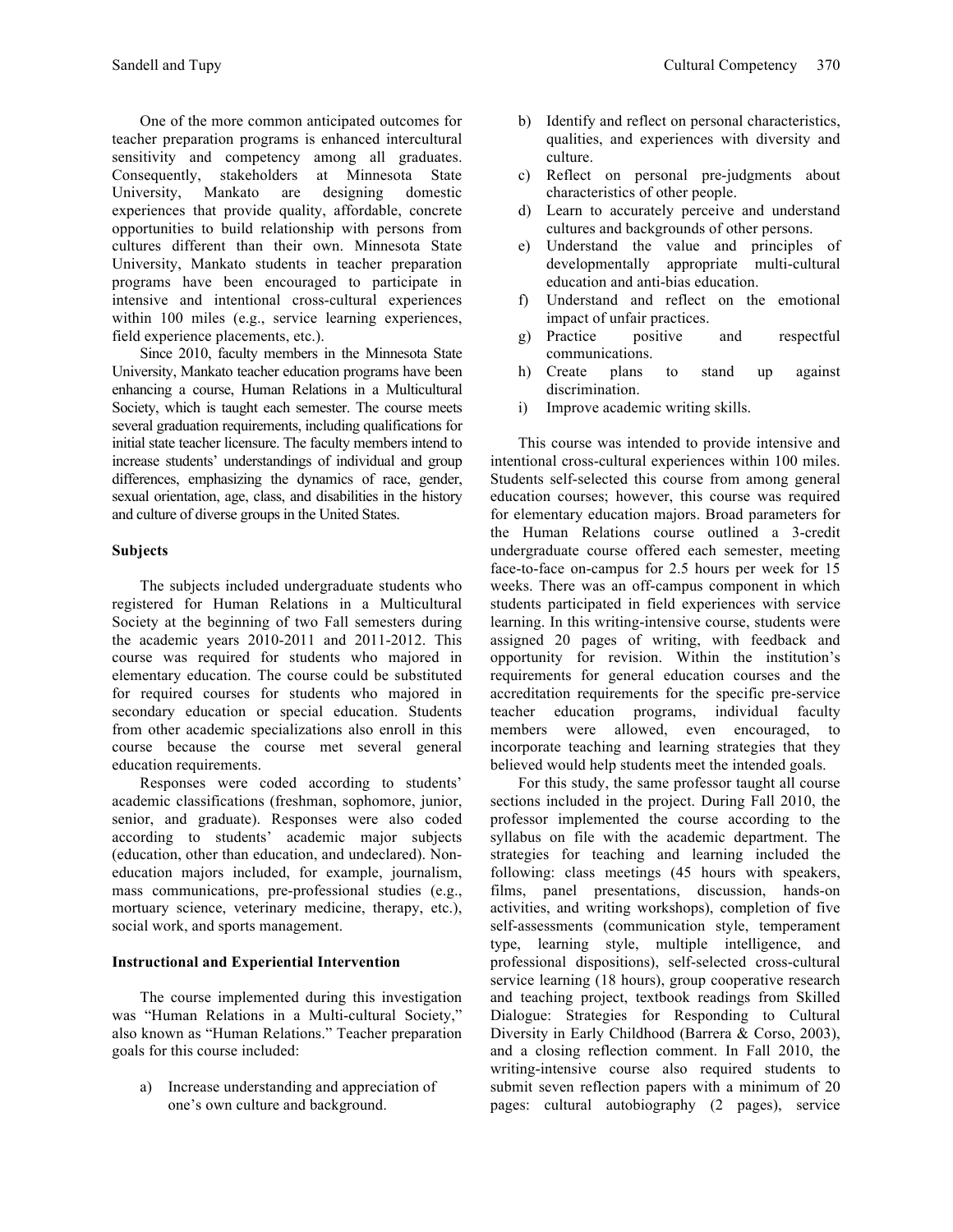One of the more common anticipated outcomes for teacher preparation programs is enhanced intercultural sensitivity and competency among all graduates. Consequently, stakeholders at Minnesota State University, Mankato are designing domestic experiences that provide quality, affordable, concrete opportunities to build relationship with persons from cultures different than their own. Minnesota State University, Mankato students in teacher preparation programs have been encouraged to participate in intensive and intentional cross-cultural experiences within 100 miles (e.g., service learning experiences, field experience placements, etc.).

Since 2010, faculty members in the Minnesota State University, Mankato teacher education programs have been enhancing a course, Human Relations in a Multicultural Society, which is taught each semester. The course meets several graduation requirements, including qualifications for initial state teacher licensure. The faculty members intend to increase students' understandings of individual and group differences, emphasizing the dynamics of race, gender, sexual orientation, age, class, and disabilities in the history and culture of diverse groups in the United States.

### Subjects

The subjects included undergraduate students who registered for Human Relations in a Multicultural Society at the beginning of two Fall semesters during the academic years 2010-2011 and 2011-2012. This course was required for students who majored in elementary education. The course could be substituted for required courses for students who majored in secondary education or special education. Students from other academic specializations also enroll in this course because the course met several general education requirements.

Responses were coded according to students' academic classifications (freshman, sophomore, junior, senior, and graduate). Responses were also coded according to students' academic major subjects (education, other than education, and undeclared). Non-education majors included, for example, journalism, mass communications, pre-professional studies (e.g., mortuary science, veterinary medicine, therapy, etc.), social work, and sports management.

### Instructional and Experiential Intervention

The course implemented during this investigation was "Human Relations in a Multi-cultural Society," also known as "Human Relations." Teacher preparation goals for this course included:

a) Increase understanding and appreciation of one's own culture and background.
b) Identify and reflect on personal characteristics, qualities, and experiences with diversity and culture.
c) Reflect on personal pre-judgments about characteristics of other people.
d) Learn to accurately perceive and understand cultures and backgrounds of other persons.
e) Understand the value and principles of developmentally appropriate multi-cultural education and anti-bias education.
f) Understand and reflect on the emotional impact of unfair practices.
g) Practice positive and respectful communications.
h) Create plans to stand up against discrimination.
i) Improve academic writing skills.

This course was intended to provide intensive and intentional cross-cultural experiences within 100 miles. Students self-selected this course from among general education courses; however, this course was required for elementary education majors. Broad parameters for the Human Relations course outlined a 3-credit undergraduate course offered each semester, meeting face-to-face on-campus for 2.5 hours per week for 15 weeks. There was an off-campus component in which students participated in field experiences with service learning. In this writing-intensive course, students were assigned 20 pages of writing, with feedback and opportunity for revision. Within the institution's requirements for general education courses and the accreditation requirements for the specific pre-service teacher education programs, individual faculty members were allowed, even encouraged, to incorporate teaching and learning strategies that they believed would help students meet the intended goals.

For this study, the same professor taught all course sections included in the project. During Fall 2010, the professor implemented the course according to the syllabus on file with the academic department. The strategies for teaching and learning included the following: class meetings (45 hours with speakers, films, panel presentations, discussion, hands-on activities, and writing workshops), completion of five self-assessments (communication style, temperament type, learning style, multiple intelligence, and professional dispositions), self-selected cross-cultural service learning (18 hours), group cooperative research and teaching project, textbook readings from Skilled Dialogue: Strategies for Responding to Cultural Diversity in Early Childhood (Barrera & Corso, 2003), and a closing reflection comment. In Fall 2010, the writing-intensive course also required students to submit seven reflection papers with a minimum of 20 pages: cultural autobiography (2 pages), service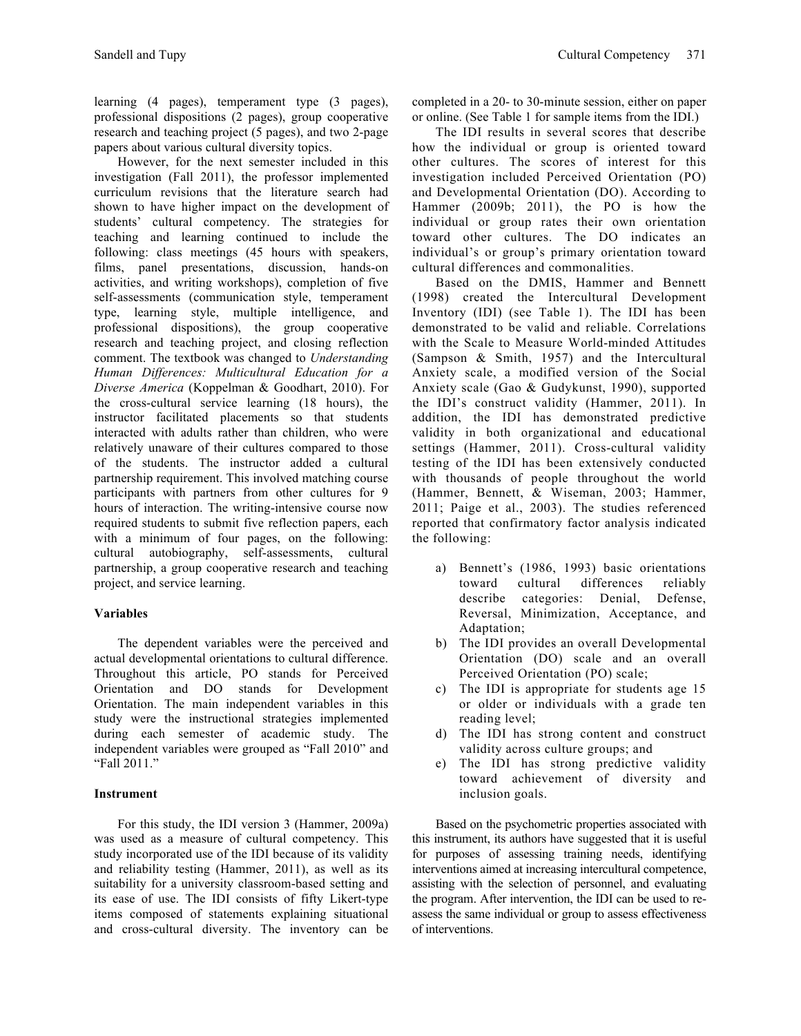learning (4 pages), temperament type (3 pages), professional dispositions (2 pages), group cooperative research and teaching project (5 pages), and two 2-page papers about various cultural diversity topics.

However, for the next semester included in this investigation (Fall 2011), the professor implemented curriculum revisions that the literature search had shown to have higher impact on the development of students' cultural competency. The strategies for teaching and learning continued to include the following: class meetings (45 hours with speakers, films, panel presentations, discussion, hands-on activities, and writing workshops), completion of five self-assessments (communication style, temperament type, learning style, multiple intelligence, and professional dispositions), the group cooperative research and teaching project, and closing reflection comment. The textbook was changed to *Understanding Human Differences: Multicultural Education for a Diverse America* (Koppelman & Goodhart, 2010). For the cross-cultural service learning (18 hours), the instructor facilitated placements so that students interacted with adults rather than children, who were relatively unaware of their cultures compared to those of the students. The instructor added a cultural partnership requirement. This involved matching course participants with partners from other cultures for 9 hours of interaction. The writing-intensive course now required students to submit five reflection papers, each with a minimum of four pages, on the following: cultural autobiography, self-assessments, cultural partnership, a group cooperative research and teaching project, and service learning.

### Variables

The dependent variables were the perceived and actual developmental orientations to cultural difference. Throughout this article, PO stands for Perceived Orientation and DO stands for Development Orientation. The main independent variables in this study were the instructional strategies implemented during each semester of academic study. The independent variables were grouped as "Fall 2010" and "Fall 2011."

### Instrument

For this study, the IDI version 3 (Hammer, 2009a) was used as a measure of cultural competency. This study incorporated use of the IDI because of its validity and reliability testing (Hammer, 2011), as well as its suitability for a university classroom-based setting and its ease of use. The IDI consists of fifty Likert-type items composed of statements explaining situational and cross-cultural diversity. The inventory can be completed in a 20- to 30-minute session, either on paper or online. (See Table 1 for sample items from the IDI.)

The IDI results in several scores that describe how the individual or group is oriented toward other cultures. The scores of interest for this investigation included Perceived Orientation (PO) and Developmental Orientation (DO). According to Hammer (2009b; 2011), the PO is how the individual or group rates their own orientation toward other cultures. The DO indicates an individual's or group's primary orientation toward cultural differences and commonalities.

Based on the DMIS, Hammer and Bennett (1998) created the Intercultural Development Inventory (IDI) (see Table 1). The IDI has been demonstrated to be valid and reliable. Correlations with the Scale to Measure World-minded Attitudes (Sampson & Smith, 1957) and the Intercultural Anxiety scale, a modified version of the Social Anxiety scale (Gao & Gudykunst, 1990), supported the IDI's construct validity (Hammer, 2011). In addition, the IDI has demonstrated predictive validity in both organizational and educational settings (Hammer, 2011). Cross-cultural validity testing of the IDI has been extensively conducted with thousands of people throughout the world (Hammer, Bennett, & Wiseman, 2003; Hammer, 2011; Paige et al., 2003). The studies referenced reported that confirmatory factor analysis indicated the following:

a) Bennett's (1986, 1993) basic orientations toward cultural differences reliably describe categories: Denial, Defense, Reversal, Minimization, Acceptance, and Adaptation;
b) The IDI provides an overall Developmental Orientation (DO) scale and an overall Perceived Orientation (PO) scale;
c) The IDI is appropriate for students age 15 or older or individuals with a grade ten reading level;
d) The IDI has strong content and construct validity across culture groups; and
e) The IDI has strong predictive validity toward achievement of diversity and inclusion goals.

Based on the psychometric properties associated with this instrument, its authors have suggested that it is useful for purposes of assessing training needs, identifying interventions aimed at increasing intercultural competence, assisting with the selection of personnel, and evaluating the program. After intervention, the IDI can be used to re-assess the same individual or group to assess effectiveness of interventions.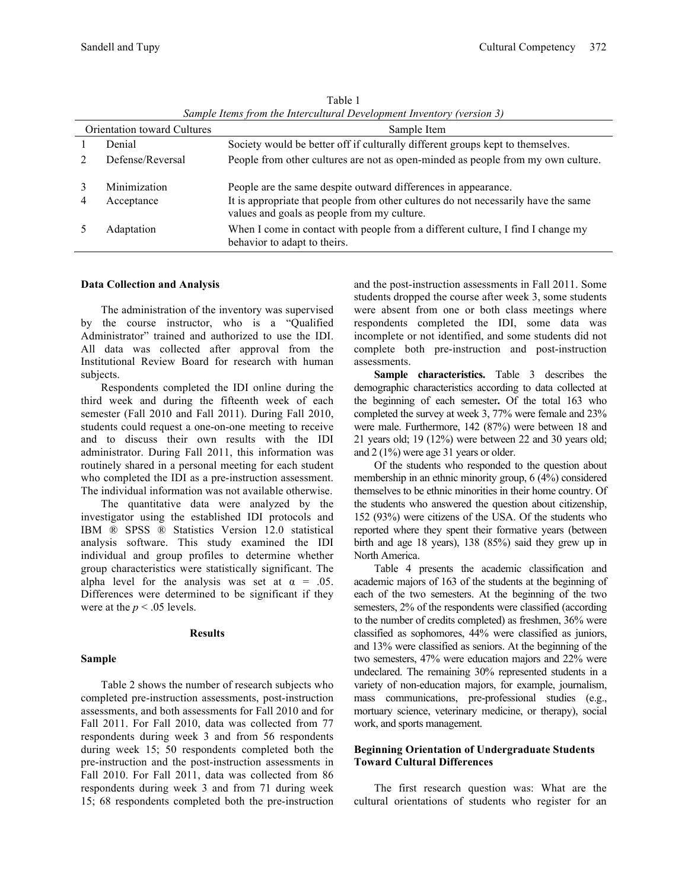Table 1
*Sample Items from the Intercultural Development Inventory (version 3)*

| Orientation toward Cultures | | Sample Item |
|---|---|---|
| 1 | Denial | Society would be better off if culturally different groups kept to themselves. |
| 2 | Defense/Reversal | People from other cultures are not as open-minded as people from my own culture. |
| 3 | Minimization | People are the same despite outward differences in appearance. |
| 4 | Acceptance | It is appropriate that people from other cultures do not necessarily have the same values and goals as people from my culture. |
| 5 | Adaptation | When I come in contact with people from a different culture, I find I change my behavior to adapt to theirs. |

**Data Collection and Analysis**

The administration of the inventory was supervised by the course instructor, who is a "Qualified Administrator" trained and authorized to use the IDI. All data was collected after approval from the Institutional Review Board for research with human subjects.

Respondents completed the IDI online during the third week and during the fifteenth week of each semester (Fall 2010 and Fall 2011). During Fall 2010, students could request a one-on-one meeting to receive and to discuss their own results with the IDI administrator. During Fall 2011, this information was routinely shared in a personal meeting for each student who completed the IDI as a pre-instruction assessment. The individual information was not available otherwise.

The quantitative data were analyzed by the investigator using the established IDI protocols and IBM ® SPSS ® Statistics Version 12.0 statistical analysis software. This study examined the IDI individual and group profiles to determine whether group characteristics were statistically significant. The alpha level for the analysis was set at $\alpha = .05$. Differences were determined to be significant if they were at the $p < .05$ levels.

## Results

### Sample

Table 2 shows the number of research subjects who completed pre-instruction assessments, post-instruction assessments, and both assessments for Fall 2010 and for Fall 2011. For Fall 2010, data was collected from 77 respondents during week 3 and from 56 respondents during week 15; 50 respondents completed both the pre-instruction and the post-instruction assessments in Fall 2010. For Fall 2011, data was collected from 86 respondents during week 3 and from 71 during week 15; 68 respondents completed both the pre-instruction and the post-instruction assessments in Fall 2011. Some students dropped the course after week 3, some students were absent from one or both class meetings where respondents completed the IDI, some data was incomplete or not identified, and some students did not complete both pre-instruction and post-instruction assessments.

**Sample characteristics.** Table 3 describes the demographic characteristics according to data collected at the beginning of each semester**.** Of the total 163 who completed the survey at week 3, 77% were female and 23% were male. Furthermore, 142 (87%) were between 18 and 21 years old; 19 (12%) were between 22 and 30 years old; and 2 (1%) were age 31 years or older.

Of the students who responded to the question about membership in an ethnic minority group, 6 (4%) considered themselves to be ethnic minorities in their home country. Of the students who answered the question about citizenship, 152 (93%) were citizens of the USA. Of the students who reported where they spent their formative years (between birth and age 18 years), 138 (85%) said they grew up in North America.

Table 4 presents the academic classification and academic majors of 163 of the students at the beginning of each of the two semesters. At the beginning of the two semesters, 2% of the respondents were classified (according to the number of credits completed) as freshmen, 36% were classified as sophomores, 44% were classified as juniors, and 13% were classified as seniors. At the beginning of the two semesters, 47% were education majors and 22% were undeclared. The remaining 30% represented students in a variety of non-education majors, for example, journalism, mass communications, pre-professional studies (e.g., mortuary science, veterinary medicine, or therapy), social work, and sports management.

### Beginning Orientation of Undergraduate Students Toward Cultural Differences

The first research question was: What are the cultural orientations of students who register for an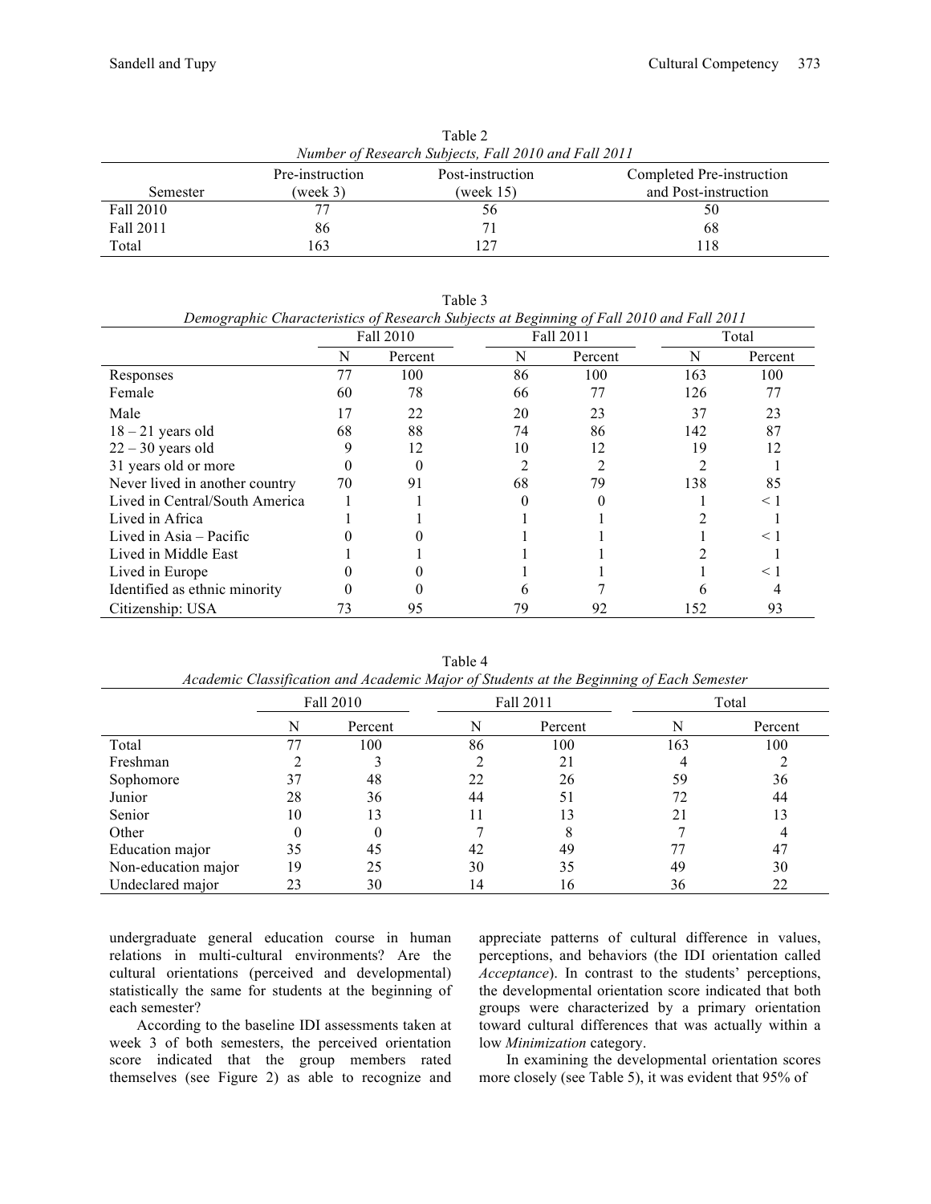Table 2

*Number of Research Subjects, Fall 2010 and Fall 2011*

| Semester | Pre-instruction (week 3) | Post-instruction (week 15) | Completed Pre-instruction and Post-instruction |
|---|---|---|---|
| Fall 2010 | 77 | 56 | 50 |
| Fall 2011 | 86 | 71 | 68 |
| Total | 163 | 127 | 118 |

Table 3

*Demographic Characteristics of Research Subjects at Beginning of Fall 2010 and Fall 2011*

| | Fall 2010 | | Fall 2011 | | Total | |
|---|---|---|---|---|---|---|
| | N | Percent | N | Percent | N | Percent |
| Responses | 77 | 100 | 86 | 100 | 163 | 100 |
| Female | 60 | 78 | 66 | 77 | 126 | 77 |
| Male | 17 | 22 | 20 | 23 | 37 | 23 |
| 18 – 21 years old | 68 | 88 | 74 | 86 | 142 | 87 |
| 22 – 30 years old | 9 | 12 | 10 | 12 | 19 | 12 |
| 31 years old or more | 0 | 0 | 2 | 2 | 2 | 1 |
| Never lived in another country | 70 | 91 | 68 | 79 | 138 | 85 |
| Lived in Central/South America | 1 | 1 | 0 | 0 | 1 | < 1 |
| Lived in Africa | 1 | 1 | 1 | 1 | 2 | 1 |
| Lived in Asia – Pacific | 0 | 0 | 1 | 1 | 1 | < 1 |
| Lived in Middle East | 1 | 1 | 1 | 1 | 2 | 1 |
| Lived in Europe | 0 | 0 | 1 | 1 | 1 | < 1 |
| Identified as ethnic minority | 0 | 0 | 6 | 7 | 6 | 4 |
| Citizenship: USA | 73 | 95 | 79 | 92 | 152 | 93 |

Table 4

*Academic Classification and Academic Major of Students at the Beginning of Each Semester*

| | Fall 2010 | | Fall 2011 | | Total | |
|---|---|---|---|---|---|---|
| | N | Percent | N | Percent | N | Percent |
| Total | 77 | 100 | 86 | 100 | 163 | 100 |
| Freshman | 2 | 3 | 2 | 21 | 4 | 2 |
| Sophomore | 37 | 48 | 22 | 26 | 59 | 36 |
| Junior | 28 | 36 | 44 | 51 | 72 | 44 |
| Senior | 10 | 13 | 11 | 13 | 21 | 13 |
| Other | 0 | 0 | 7 | 8 | 7 | 4 |
| Education major | 35 | 45 | 42 | 49 | 77 | 47 |
| Non-education major | 19 | 25 | 30 | 35 | 49 | 30 |
| Undeclared major | 23 | 30 | 14 | 16 | 36 | 22 |

undergraduate general education course in human relations in multi-cultural environments? Are the cultural orientations (perceived and developmental) statistically the same for students at the beginning of each semester?

According to the baseline IDI assessments taken at week 3 of both semesters, the perceived orientation score indicated that the group members rated themselves (see Figure 2) as able to recognize and appreciate patterns of cultural difference in values, perceptions, and behaviors (the IDI orientation called *Acceptance*). In contrast to the students' perceptions, the developmental orientation score indicated that both groups were characterized by a primary orientation toward cultural differences that was actually within a low *Minimization* category.

In examining the developmental orientation scores more closely (see Table 5), it was evident that 95% of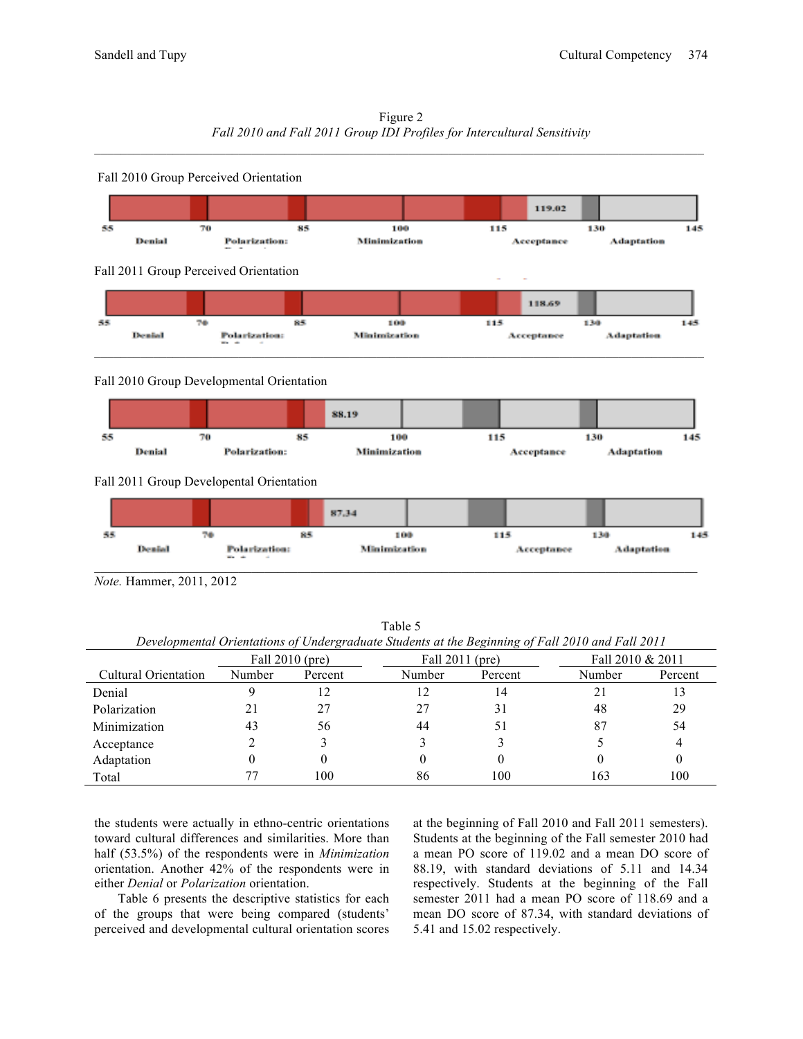Figure 2
*Fall 2010 and Fall 2011 Group IDI Profiles for Intercultural Sensitivity*

Fall 2010 Group Perceived Orientation

119.02

55 Denial 70 Polarization: 85 Minimization 100 115 Acceptance 130 Adaptation 145

Fall 2011 Group Perceived Orientation

118.69

55 Denial 70 Polarization: 85 Minimization 100 115 Acceptance 130 Adaptation 145

Fall 2010 Group Developmental Orientation

88.19

55 Denial 70 Polarization: 85 Minimization 100 115 Acceptance 130 Adaptation 145

Fall 2011 Group Developental Orientation

87.34

55 Denial 70 Polarization: 85 Minimization 100 115 Acceptance 130 Adaptation 145

*Note.* Hammer, 2011, 2012

Table 5
*Developmental Orientations of Undergraduate Students at the Beginning of Fall 2010 and Fall 2011*

| | Fall 2010 (pre) | | Fall 2011 (pre) | | Fall 2010 & 2011 | |
|---|---|---|---|---|---|---|
| Cultural Orientation | Number | Percent | Number | Percent | Number | Percent |
| Denial | 9 | 12 | 12 | 14 | 21 | 13 |
| Polarization | 21 | 27 | 27 | 31 | 48 | 29 |
| Minimization | 43 | 56 | 44 | 51 | 87 | 54 |
| Acceptance | 2 | 3 | 3 | 3 | 5 | 4 |
| Adaptation | 0 | 0 | 0 | 0 | 0 | 0 |
| Total | 77 | 100 | 86 | 100 | 163 | 100 |

the students were actually in ethno-centric orientations toward cultural differences and similarities. More than half (53.5%) of the respondents were in *Minimization* orientation. Another 42% of the respondents were in either *Denial* or *Polarization* orientation.

Table 6 presents the descriptive statistics for each of the groups that were being compared (students' perceived and developmental cultural orientation scores at the beginning of Fall 2010 and Fall 2011 semesters). Students at the beginning of the Fall semester 2010 had a mean PO score of 119.02 and a mean DO score of 88.19, with standard deviations of 5.11 and 14.34 respectively. Students at the beginning of the Fall semester 2011 had a mean PO score of 118.69 and a mean DO score of 87.34, with standard deviations of 5.41 and 15.02 respectively.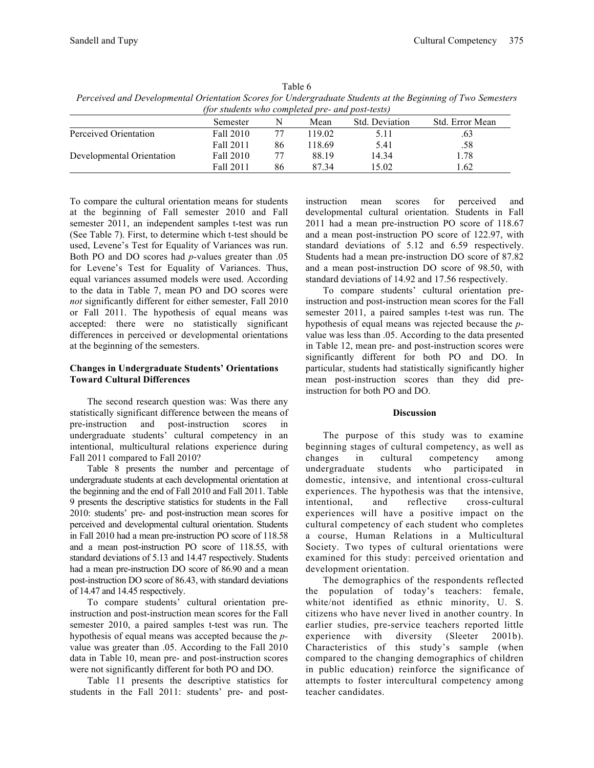Table 6

*Perceived and Developmental Orientation Scores for Undergraduate Students at the Beginning of Two Semesters (for students who completed pre- and post-tests)*

| | Semester | N | Mean | Std. Deviation | Std. Error Mean |
|---|---|---|---|---|---|
| Perceived Orientation | Fall 2010 | 77 | 119.02 | 5.11 | .63 |
| | Fall 2011 | 86 | 118.69 | 5.41 | .58 |
| Developmental Orientation | Fall 2010 | 77 | 88.19 | 14.34 | 1.78 |
| | Fall 2011 | 86 | 87.34 | 15.02 | 1.62 |

To compare the cultural orientation means for students at the beginning of Fall semester 2010 and Fall semester 2011, an independent samples t-test was run (See Table 7). First, to determine which t-test should be used, Levene's Test for Equality of Variances was run. Both PO and DO scores had *p*-values greater than .05 for Levene's Test for Equality of Variances. Thus, equal variances assumed models were used. According to the data in Table 7, mean PO and DO scores were *not* significantly different for either semester, Fall 2010 or Fall 2011. The hypothesis of equal means was accepted: there were no statistically significant differences in perceived or developmental orientations at the beginning of the semesters.

### Changes in Undergraduate Students' Orientations Toward Cultural Differences

The second research question was: Was there any statistically significant difference between the means of pre-instruction and post-instruction scores in undergraduate students' cultural competency in an intentional, multicultural relations experience during Fall 2011 compared to Fall 2010?

Table 8 presents the number and percentage of undergraduate students at each developmental orientation at the beginning and the end of Fall 2010 and Fall 2011. Table 9 presents the descriptive statistics for students in the Fall 2010: students' pre- and post-instruction mean scores for perceived and developmental cultural orientation. Students in Fall 2010 had a mean pre-instruction PO score of 118.58 and a mean post-instruction PO score of 118.55, with standard deviations of 5.13 and 14.47 respectively. Students had a mean pre-instruction DO score of 86.90 and a mean post-instruction DO score of 86.43, with standard deviations of 14.47 and 14.45 respectively.

To compare students' cultural orientation pre-instruction and post-instruction mean scores for the Fall semester 2010, a paired samples t-test was run. The hypothesis of equal means was accepted because the *p*-value was greater than .05. According to the Fall 2010 data in Table 10, mean pre- and post-instruction scores were not significantly different for both PO and DO.

Table 11 presents the descriptive statistics for students in the Fall 2011: students' pre- and post-instruction mean scores for perceived and developmental cultural orientation. Students in Fall 2011 had a mean pre-instruction PO score of 118.67 and a mean post-instruction PO score of 122.97, with standard deviations of 5.12 and 6.59 respectively. Students had a mean pre-instruction DO score of 87.82 and a mean post-instruction DO score of 98.50, with standard deviations of 14.92 and 17.56 respectively.

To compare students' cultural orientation pre-instruction and post-instruction mean scores for the Fall semester 2011, a paired samples t-test was run. The hypothesis of equal means was rejected because the *p*-value was less than .05. According to the data presented in Table 12, mean pre- and post-instruction scores were significantly different for both PO and DO. In particular, students had statistically significantly higher mean post-instruction scores than they did pre-instruction for both PO and DO.

## Discussion

The purpose of this study was to examine beginning stages of cultural competency, as well as changes in cultural competency among undergraduate students who participated in domestic, intensive, and intentional cross-cultural experiences. The hypothesis was that the intensive, intentional, and reflective cross-cultural experiences will have a positive impact on the cultural competency of each student who completes a course, Human Relations in a Multicultural Society. Two types of cultural orientations were examined for this study: perceived orientation and development orientation.

The demographics of the respondents reflected the population of today's teachers: female, white/not identified as ethnic minority, U. S. citizens who have never lived in another country. In earlier studies, pre-service teachers reported little experience with diversity (Sleeter 2001b). Characteristics of this study's sample (when compared to the changing demographics of children in public education) reinforce the significance of attempts to foster intercultural competency among teacher candidates.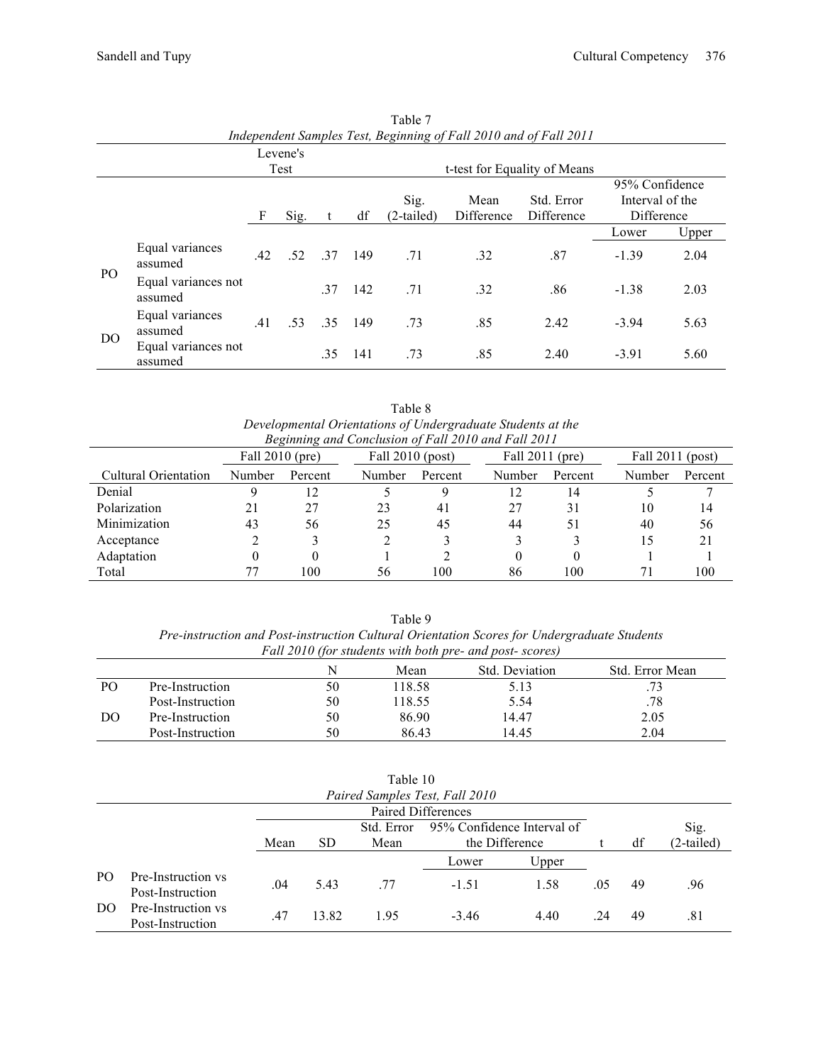Table 7

*Independent Samples Test, Beginning of Fall 2010 and of Fall 2011*

| | | Levene's Test | | t-test for Equality of Means | | | | | | |
|---|---|---|---|---|---|---|---|---|---|---|
| | | F | Sig. | t | df | Sig. (2-tailed) | Mean Difference | Std. Error Difference | 95% Confidence Interval of the Difference | |
| | | | | | | | | | Lower | Upper |
| PO | Equal variances assumed | .42 | .52 | .37 | 149 | .71 | .32 | .87 | -1.39 | 2.04 |
| | Equal variances not assumed | | | .37 | 142 | .71 | .32 | .86 | -1.38 | 2.03 |
| DO | Equal variances assumed | .41 | .53 | .35 | 149 | .73 | .85 | 2.42 | -3.94 | 5.63 |
| | Equal variances not assumed | | | .35 | 141 | .73 | .85 | 2.40 | -3.91 | 5.60 |

Table 8

*Developmental Orientations of Undergraduate Students at the Beginning and Conclusion of Fall 2010 and Fall 2011*

| | Fall 2010 (pre) | | Fall 2010 (post) | | Fall 2011 (pre) | | Fall 2011 (post) | |
|---|---|---|---|---|---|---|---|---|
| Cultural Orientation | Number | Percent | Number | Percent | Number | Percent | Number | Percent |
| Denial | 9 | 12 | 5 | 9 | 12 | 14 | 5 | 7 |
| Polarization | 21 | 27 | 23 | 41 | 27 | 31 | 10 | 14 |
| Minimization | 43 | 56 | 25 | 45 | 44 | 51 | 40 | 56 |
| Acceptance | 2 | 3 | 2 | 3 | 3 | 3 | 15 | 21 |
| Adaptation | 0 | 0 | 1 | 2 | 0 | 0 | 1 | 1 |
| Total | 77 | 100 | 56 | 100 | 86 | 100 | 71 | 100 |

Table 9

*Pre-instruction and Post-instruction Cultural Orientation Scores for Undergraduate Students Fall 2010 (for students with both pre- and post- scores)*

| | | N | Mean | Std. Deviation | Std. Error Mean |
|---|---|---|---|---|---|
| PO | Pre-Instruction | 50 | 118.58 | 5.13 | .73 |
| | Post-Instruction | 50 | 118.55 | 5.54 | .78 |
| DO | Pre-Instruction | 50 | 86.90 | 14.47 | 2.05 |
| | Post-Instruction | 50 | 86.43 | 14.45 | 2.04 |

Table 10

*Paired Samples Test, Fall 2010*

| | | Paired Differences | | | | | | | |
|---|---|---|---|---|---|---|---|---|---|
| | | Mean | SD | Std. Error Mean | 95% Confidence Interval of the Difference | | t | df | Sig. (2-tailed) |
| | | | | | Lower | Upper | | | |
| PO | Pre-Instruction vs Post-Instruction | .04 | 5.43 | .77 | -1.51 | 1.58 | .05 | 49 | .96 |
| DO | Pre-Instruction vs Post-Instruction | .47 | 13.82 | 1.95 | -3.46 | 4.40 | .24 | 49 | .81 |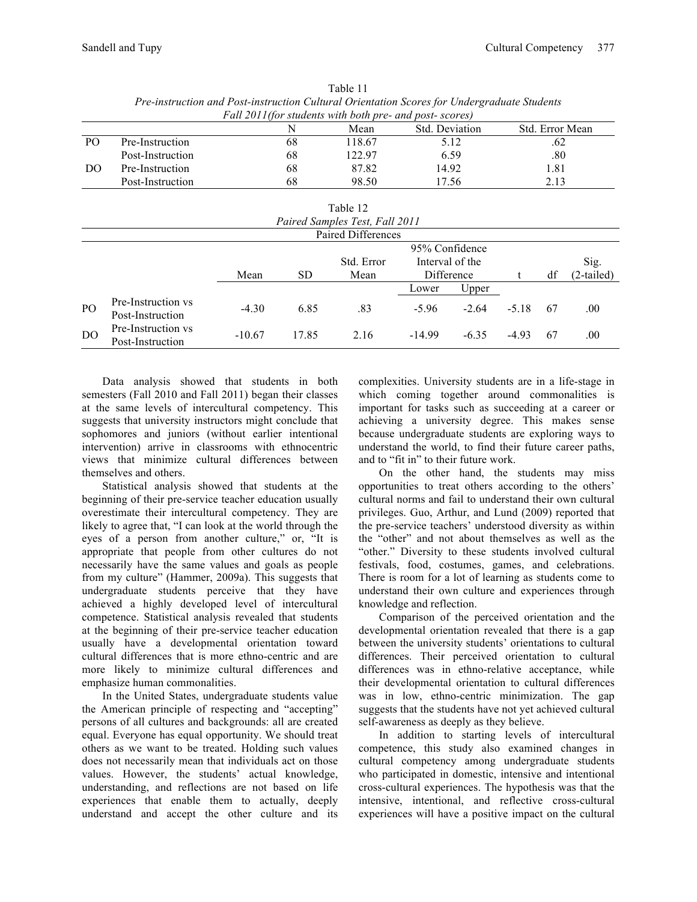Table 11
*Pre-instruction and Post-instruction Cultural Orientation Scores for Undergraduate Students Fall 2011(for students with both pre- and post- scores)*

| | | N | Mean | Std. Deviation | Std. Error Mean |
|---|---|---|---|---|---|
| PO | Pre-Instruction | 68 | 118.67 | 5.12 | .62 |
| | Post-Instruction | 68 | 122.97 | 6.59 | .80 |
| DO | Pre-Instruction | 68 | 87.82 | 14.92 | 1.81 |
| | Post-Instruction | 68 | 98.50 | 17.56 | 2.13 |

Table 12
*Paired Samples Test, Fall 2011*

| | | Paired Differences | | | | | | | |
|---|---|---|---|---|---|---|---|---|---|
| | | Mean | SD | Std. Error Mean | 95% Confidence Interval of the Difference | | t | df | Sig. (2-tailed) |
| | | | | | Lower | Upper | | | |
| PO | Pre-Instruction vs Post-Instruction | -4.30 | 6.85 | .83 | -5.96 | -2.64 | -5.18 | 67 | .00 |
| DO | Pre-Instruction vs Post-Instruction | -10.67 | 17.85 | 2.16 | -14.99 | -6.35 | -4.93 | 67 | .00 |

Data analysis showed that students in both semesters (Fall 2010 and Fall 2011) began their classes at the same levels of intercultural competency. This suggests that university instructors might conclude that sophomores and juniors (without earlier intentional intervention) arrive in classrooms with ethnocentric views that minimize cultural differences between themselves and others.

Statistical analysis showed that students at the beginning of their pre-service teacher education usually overestimate their intercultural competency. They are likely to agree that, "I can look at the world through the eyes of a person from another culture," or, "It is appropriate that people from other cultures do not necessarily have the same values and goals as people from my culture" (Hammer, 2009a). This suggests that undergraduate students perceive that they have achieved a highly developed level of intercultural competence. Statistical analysis revealed that students at the beginning of their pre-service teacher education usually have a developmental orientation toward cultural differences that is more ethno-centric and are more likely to minimize cultural differences and emphasize human commonalities.

In the United States, undergraduate students value the American principle of respecting and "accepting" persons of all cultures and backgrounds: all are created equal. Everyone has equal opportunity. We should treat others as we want to be treated. Holding such values does not necessarily mean that individuals act on those values. However, the students' actual knowledge, understanding, and reflections are not based on life experiences that enable them to actually, deeply understand and accept the other culture and its complexities. University students are in a life-stage in which coming together around commonalities is important for tasks such as succeeding at a career or achieving a university degree. This makes sense because undergraduate students are exploring ways to understand the world, to find their future career paths, and to "fit in" to their future work.

On the other hand, the students may miss opportunities to treat others according to the others' cultural norms and fail to understand their own cultural privileges. Guo, Arthur, and Lund (2009) reported that the pre-service teachers' understood diversity as within the "other" and not about themselves as well as the "other." Diversity to these students involved cultural festivals, food, costumes, games, and celebrations. There is room for a lot of learning as students come to understand their own culture and experiences through knowledge and reflection.

Comparison of the perceived orientation and the developmental orientation revealed that there is a gap between the university students' orientations to cultural differences. Their perceived orientation to cultural differences was in ethno-relative acceptance, while their developmental orientation to cultural differences was in low, ethno-centric minimization. The gap suggests that the students have not yet achieved cultural self-awareness as deeply as they believe.

In addition to starting levels of intercultural competence, this study also examined changes in cultural competency among undergraduate students who participated in domestic, intensive and intentional cross-cultural experiences. The hypothesis was that the intensive, intentional, and reflective cross-cultural experiences will have a positive impact on the cultural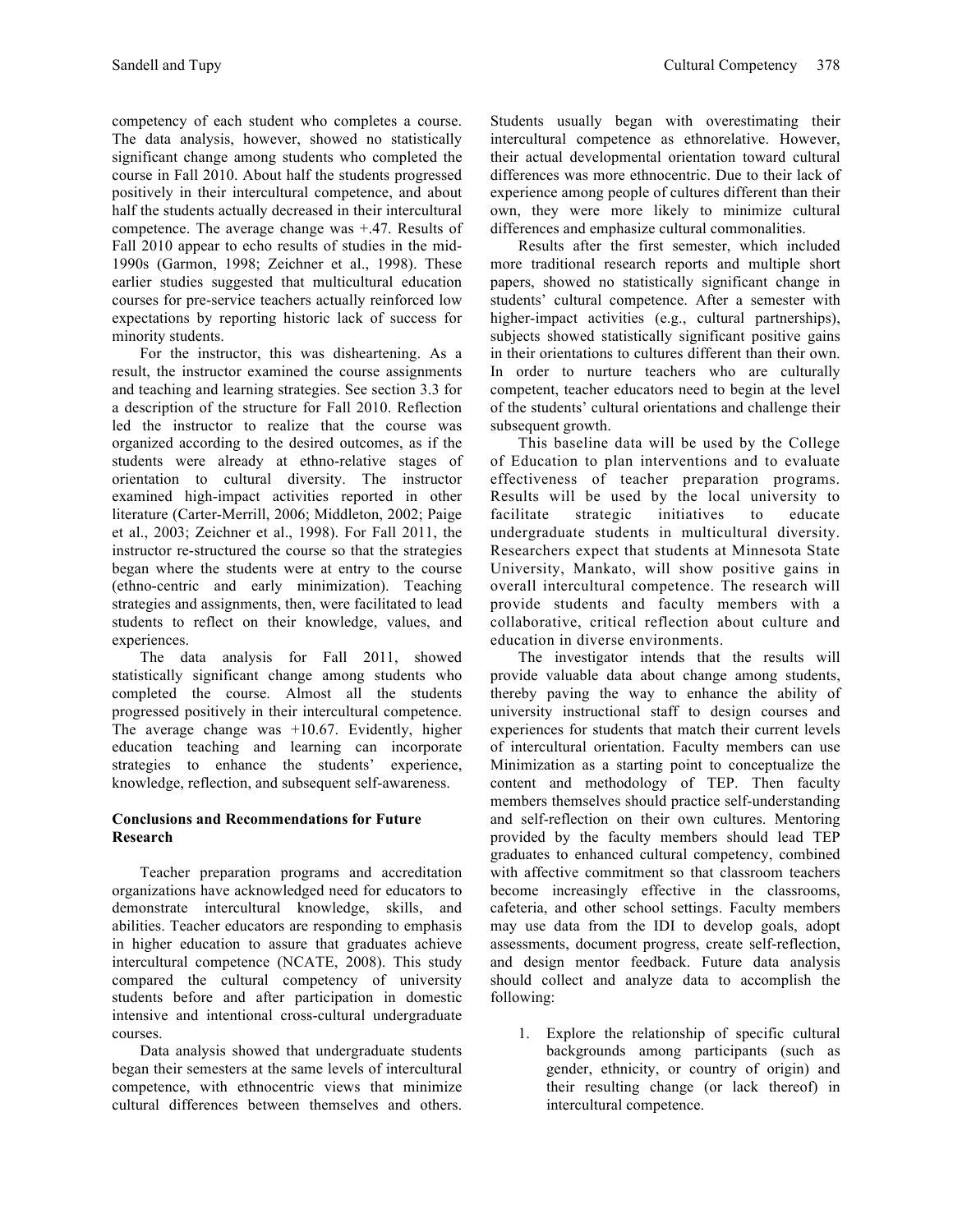competency of each student who completes a course. The data analysis, however, showed no statistically significant change among students who completed the course in Fall 2010. About half the students progressed positively in their intercultural competence, and about half the students actually decreased in their intercultural competence. The average change was +.47. Results of Fall 2010 appear to echo results of studies in the mid-1990s (Garmon, 1998; Zeichner et al., 1998). These earlier studies suggested that multicultural education courses for pre-service teachers actually reinforced low expectations by reporting historic lack of success for minority students.

For the instructor, this was disheartening. As a result, the instructor examined the course assignments and teaching and learning strategies. See section 3.3 for a description of the structure for Fall 2010. Reflection led the instructor to realize that the course was organized according to the desired outcomes, as if the students were already at ethno-relative stages of orientation to cultural diversity. The instructor examined high-impact activities reported in other literature (Carter-Merrill, 2006; Middleton, 2002; Paige et al., 2003; Zeichner et al., 1998). For Fall 2011, the instructor re-structured the course so that the strategies began where the students were at entry to the course (ethno-centric and early minimization). Teaching strategies and assignments, then, were facilitated to lead students to reflect on their knowledge, values, and experiences.

The data analysis for Fall 2011, showed statistically significant change among students who completed the course. Almost all the students progressed positively in their intercultural competence. The average change was +10.67. Evidently, higher education teaching and learning can incorporate strategies to enhance the students' experience, knowledge, reflection, and subsequent self-awareness.

### Conclusions and Recommendations for Future Research

Teacher preparation programs and accreditation organizations have acknowledged need for educators to demonstrate intercultural knowledge, skills, and abilities. Teacher educators are responding to emphasis in higher education to assure that graduates achieve intercultural competence (NCATE, 2008). This study compared the cultural competency of university students before and after participation in domestic intensive and intentional cross-cultural undergraduate courses.

Data analysis showed that undergraduate students began their semesters at the same levels of intercultural competence, with ethnocentric views that minimize cultural differences between themselves and others. Students usually began with overestimating their intercultural competence as ethnorelative. However, their actual developmental orientation toward cultural differences was more ethnocentric. Due to their lack of experience among people of cultures different than their own, they were more likely to minimize cultural differences and emphasize cultural commonalities.

Results after the first semester, which included more traditional research reports and multiple short papers, showed no statistically significant change in students' cultural competence. After a semester with higher-impact activities (e.g., cultural partnerships), subjects showed statistically significant positive gains in their orientations to cultures different than their own. In order to nurture teachers who are culturally competent, teacher educators need to begin at the level of the students' cultural orientations and challenge their subsequent growth.

This baseline data will be used by the College of Education to plan interventions and to evaluate effectiveness of teacher preparation programs. Results will be used by the local university to facilitate strategic initiatives to educate undergraduate students in multicultural diversity. Researchers expect that students at Minnesota State University, Mankato, will show positive gains in overall intercultural competence. The research will provide students and faculty members with a collaborative, critical reflection about culture and education in diverse environments.

The investigator intends that the results will provide valuable data about change among students, thereby paving the way to enhance the ability of university instructional staff to design courses and experiences for students that match their current levels of intercultural orientation. Faculty members can use Minimization as a starting point to conceptualize the content and methodology of TEP. Then faculty members themselves should practice self-understanding and self-reflection on their own cultures. Mentoring provided by the faculty members should lead TEP graduates to enhanced cultural competency, combined with affective commitment so that classroom teachers become increasingly effective in the classrooms, cafeteria, and other school settings. Faculty members may use data from the IDI to develop goals, adopt assessments, document progress, create self-reflection, and design mentor feedback. Future data analysis should collect and analyze data to accomplish the following:

1. Explore the relationship of specific cultural backgrounds among participants (such as gender, ethnicity, or country of origin) and their resulting change (or lack thereof) in intercultural competence.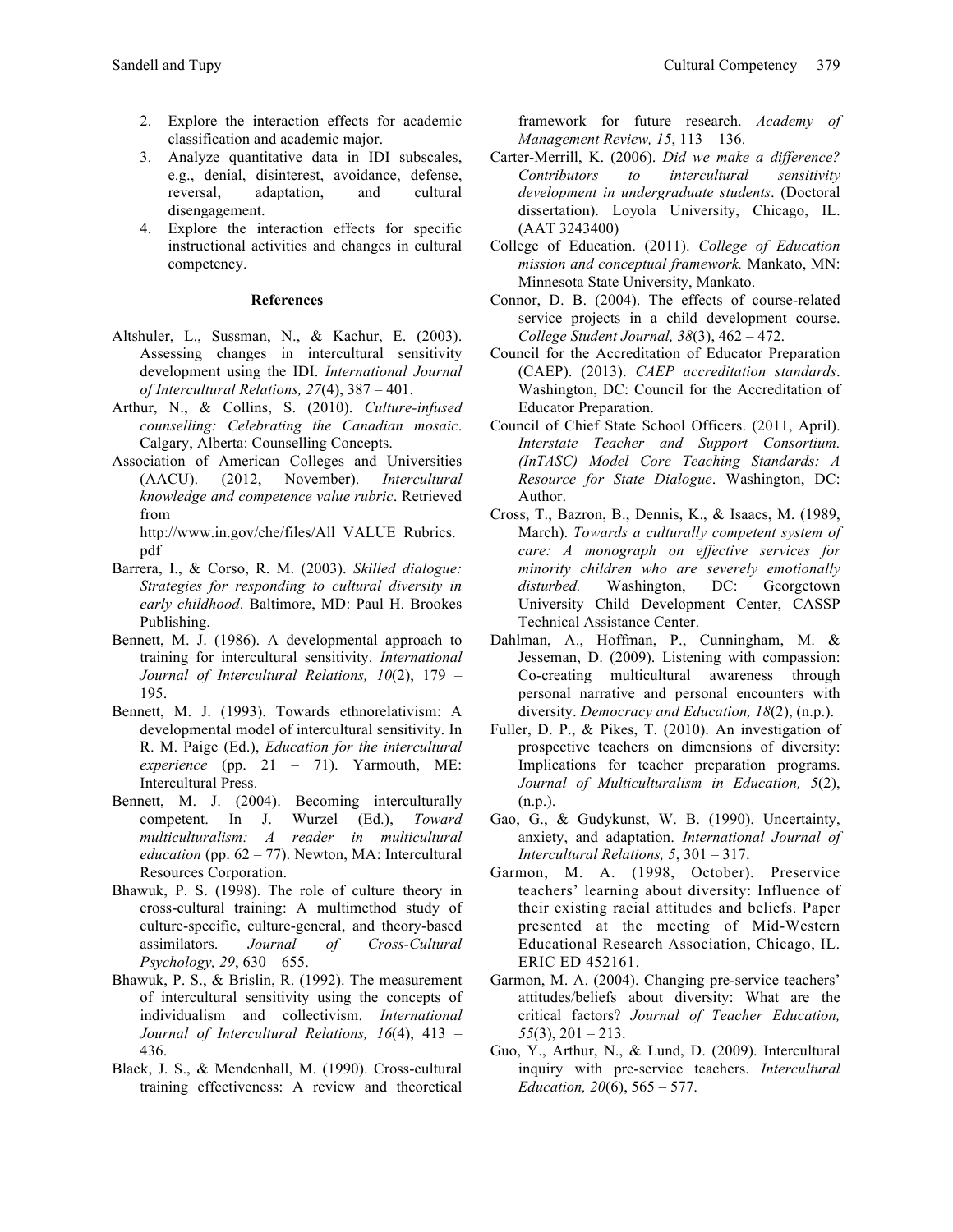2. Explore the interaction effects for academic classification and academic major.
3. Analyze quantitative data in IDI subscales, e.g., denial, disinterest, avoidance, defense, reversal, adaptation, and cultural disengagement.
4. Explore the interaction effects for specific instructional activities and changes in cultural competency.

### References

Altshuler, L., Sussman, N., & Kachur, E. (2003). Assessing changes in intercultural sensitivity development using the IDI. *International Journal of Intercultural Relations, 27*(4), 387 – 401.

Arthur, N., & Collins, S. (2010). *Culture-infused counselling: Celebrating the Canadian mosaic*. Calgary, Alberta: Counselling Concepts.

Association of American Colleges and Universities (AACU). (2012, November). *Intercultural knowledge and competence value rubric*. Retrieved from http://www.in.gov/che/files/All_VALUE_Rubrics.pdf

Barrera, I., & Corso, R. M. (2003). *Skilled dialogue: Strategies for responding to cultural diversity in early childhood*. Baltimore, MD: Paul H. Brookes Publishing.

Bennett, M. J. (1986). A developmental approach to training for intercultural sensitivity. *International Journal of Intercultural Relations, 10*(2), 179 – 195.

Bennett, M. J. (1993). Towards ethnorelativism: A developmental model of intercultural sensitivity. In R. M. Paige (Ed.), *Education for the intercultural experience* (pp. 21 – 71). Yarmouth, ME: Intercultural Press.

Bennett, M. J. (2004). Becoming interculturally competent. In J. Wurzel (Ed.), *Toward multiculturalism: A reader in multicultural education* (pp. 62 – 77). Newton, MA: Intercultural Resources Corporation.

Bhawuk, P. S. (1998). The role of culture theory in cross-cultural training: A multimethod study of culture-specific, culture-general, and theory-based assimilators. *Journal of Cross-Cultural Psychology, 29*, 630 – 655.

Bhawuk, P. S., & Brislin, R. (1992). The measurement of intercultural sensitivity using the concepts of individualism and collectivism. *International Journal of Intercultural Relations, 16*(4), 413 – 436.

Black, J. S., & Mendenhall, M. (1990). Cross-cultural training effectiveness: A review and theoretical framework for future research. *Academy of Management Review, 15*, 113 – 136.

Carter-Merrill, K. (2006). *Did we make a difference? Contributors to intercultural sensitivity development in undergraduate students*. (Doctoral dissertation). Loyola University, Chicago, IL. (AAT 3243400)

College of Education. (2011). *College of Education mission and conceptual framework.* Mankato, MN: Minnesota State University, Mankato.

Connor, D. B. (2004). The effects of course-related service projects in a child development course. *College Student Journal, 38*(3), 462 – 472.

Council for the Accreditation of Educator Preparation (CAEP). (2013). *CAEP accreditation standards*. Washington, DC: Council for the Accreditation of Educator Preparation.

Council of Chief State School Officers. (2011, April). *Interstate Teacher and Support Consortium. (InTASC) Model Core Teaching Standards: A Resource for State Dialogue*. Washington, DC: Author.

Cross, T., Bazron, B., Dennis, K., & Isaacs, M. (1989, March). *Towards a culturally competent system of care: A monograph on effective services for minority children who are severely emotionally disturbed.* Washington, DC: Georgetown University Child Development Center, CASSP Technical Assistance Center.

Dahlman, A., Hoffman, P., Cunningham, M. & Jesseman, D. (2009). Listening with compassion: Co-creating multicultural awareness through personal narrative and personal encounters with diversity. *Democracy and Education, 18*(2), (n.p.).

Fuller, D. P., & Pikes, T. (2010). An investigation of prospective teachers on dimensions of diversity: Implications for teacher preparation programs. *Journal of Multiculturalism in Education, 5*(2), (n.p.).

Gao, G., & Gudykunst, W. B. (1990). Uncertainty, anxiety, and adaptation. *International Journal of Intercultural Relations, 5*, 301 – 317.

Garmon, M. A. (1998, October). Preservice teachers' learning about diversity: Influence of their existing racial attitudes and beliefs. Paper presented at the meeting of Mid-Western Educational Research Association, Chicago, IL. ERIC ED 452161.

Garmon, M. A. (2004). Changing pre-service teachers' attitudes/beliefs about diversity: What are the critical factors? *Journal of Teacher Education, 55*(3), 201 – 213.

Guo, Y., Arthur, N., & Lund, D. (2009). Intercultural inquiry with pre-service teachers. *Intercultural Education, 20*(6), 565 – 577.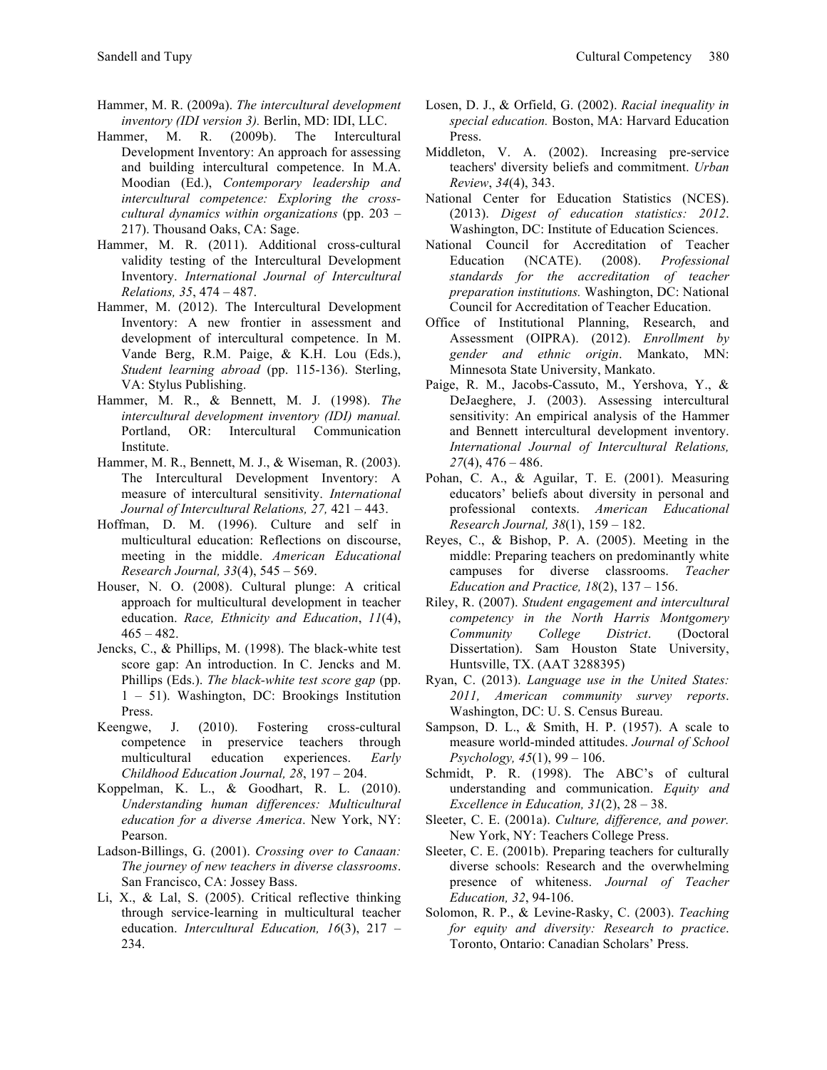Hammer, M. R. (2009a). *The intercultural development inventory (IDI version 3).* Berlin, MD: IDI, LLC.

Hammer, M. R. (2009b). The Intercultural Development Inventory: An approach for assessing and building intercultural competence. In M.A. Moodian (Ed.), *Contemporary leadership and intercultural competence: Exploring the cross-cultural dynamics within organizations* (pp. 203 – 217). Thousand Oaks, CA: Sage.

Hammer, M. R. (2011). Additional cross-cultural validity testing of the Intercultural Development Inventory. *International Journal of Intercultural Relations, 35*, 474 – 487.

Hammer, M. (2012). The Intercultural Development Inventory: A new frontier in assessment and development of intercultural competence. In M. Vande Berg, R.M. Paige, & K.H. Lou (Eds.), *Student learning abroad* (pp. 115-136). Sterling, VA: Stylus Publishing.

Hammer, M. R., & Bennett, M. J. (1998). *The intercultural development inventory (IDI) manual.* Portland, OR: Intercultural Communication Institute.

Hammer, M. R., Bennett, M. J., & Wiseman, R. (2003). The Intercultural Development Inventory: A measure of intercultural sensitivity. *International Journal of Intercultural Relations, 27,* 421 – 443.

Hoffman, D. M. (1996). Culture and self in multicultural education: Reflections on discourse, meeting in the middle. *American Educational Research Journal, 33*(4), 545 – 569.

Houser, N. O. (2008). Cultural plunge: A critical approach for multicultural development in teacher education. *Race, Ethnicity and Education*, *11*(4), 465 – 482.

Jencks, C., & Phillips, M. (1998). The black-white test score gap: An introduction. In C. Jencks and M. Phillips (Eds.). *The black-white test score gap* (pp. 1 – 51). Washington, DC: Brookings Institution Press.

Keengwe, J. (2010). Fostering cross-cultural competence in preservice teachers through multicultural education experiences. *Early Childhood Education Journal, 28*, 197 – 204.

Koppelman, K. L., & Goodhart, R. L. (2010). *Understanding human differences: Multicultural education for a diverse America*. New York, NY: Pearson.

Ladson-Billings, G. (2001). *Crossing over to Canaan: The journey of new teachers in diverse classrooms*. San Francisco, CA: Jossey Bass.

Li, X., & Lal, S. (2005). Critical reflective thinking through service-learning in multicultural teacher education. *Intercultural Education, 16*(3), 217 – 234.

Losen, D. J., & Orfield, G. (2002). *Racial inequality in special education.* Boston, MA: Harvard Education Press.

Middleton, V. A. (2002). Increasing pre-service teachers' diversity beliefs and commitment. *Urban Review*, *34*(4), 343.

National Center for Education Statistics (NCES). (2013). *Digest of education statistics: 2012*. Washington, DC: Institute of Education Sciences.

National Council for Accreditation of Teacher Education (NCATE). (2008). *Professional standards for the accreditation of teacher preparation institutions.* Washington, DC: National Council for Accreditation of Teacher Education.

Office of Institutional Planning, Research, and Assessment (OIPRA). (2012). *Enrollment by gender and ethnic origin*. Mankato, MN: Minnesota State University, Mankato.

Paige, R. M., Jacobs-Cassuto, M., Yershova, Y., & DeJaeghere, J. (2003). Assessing intercultural sensitivity: An empirical analysis of the Hammer and Bennett intercultural development inventory. *International Journal of Intercultural Relations, 27*(4), 476 – 486.

Pohan, C. A., & Aguilar, T. E. (2001). Measuring educators' beliefs about diversity in personal and professional contexts. *American Educational Research Journal, 38*(1), 159 – 182.

Reyes, C., & Bishop, P. A. (2005). Meeting in the middle: Preparing teachers on predominantly white campuses for diverse classrooms. *Teacher Education and Practice, 18*(2), 137 – 156.

Riley, R. (2007). *Student engagement and intercultural competency in the North Harris Montgomery Community College District*. (Doctoral Dissertation). Sam Houston State University, Huntsville, TX. (AAT 3288395)

Ryan, C. (2013). *Language use in the United States: 2011, American community survey reports*. Washington, DC: U. S. Census Bureau.

Sampson, D. L., & Smith, H. P. (1957). A scale to measure world-minded attitudes. *Journal of School Psychology, 45*(1), 99 – 106.

Schmidt, P. R. (1998). The ABC's of cultural understanding and communication. *Equity and Excellence in Education, 31*(2), 28 – 38.

Sleeter, C. E. (2001a). *Culture, difference, and power.* New York, NY: Teachers College Press.

Sleeter, C. E. (2001b). Preparing teachers for culturally diverse schools: Research and the overwhelming presence of whiteness. *Journal of Teacher Education, 32*, 94-106.

Solomon, R. P., & Levine-Rasky, C. (2003). *Teaching for equity and diversity: Research to practice*. Toronto, Ontario: Canadian Scholars' Press.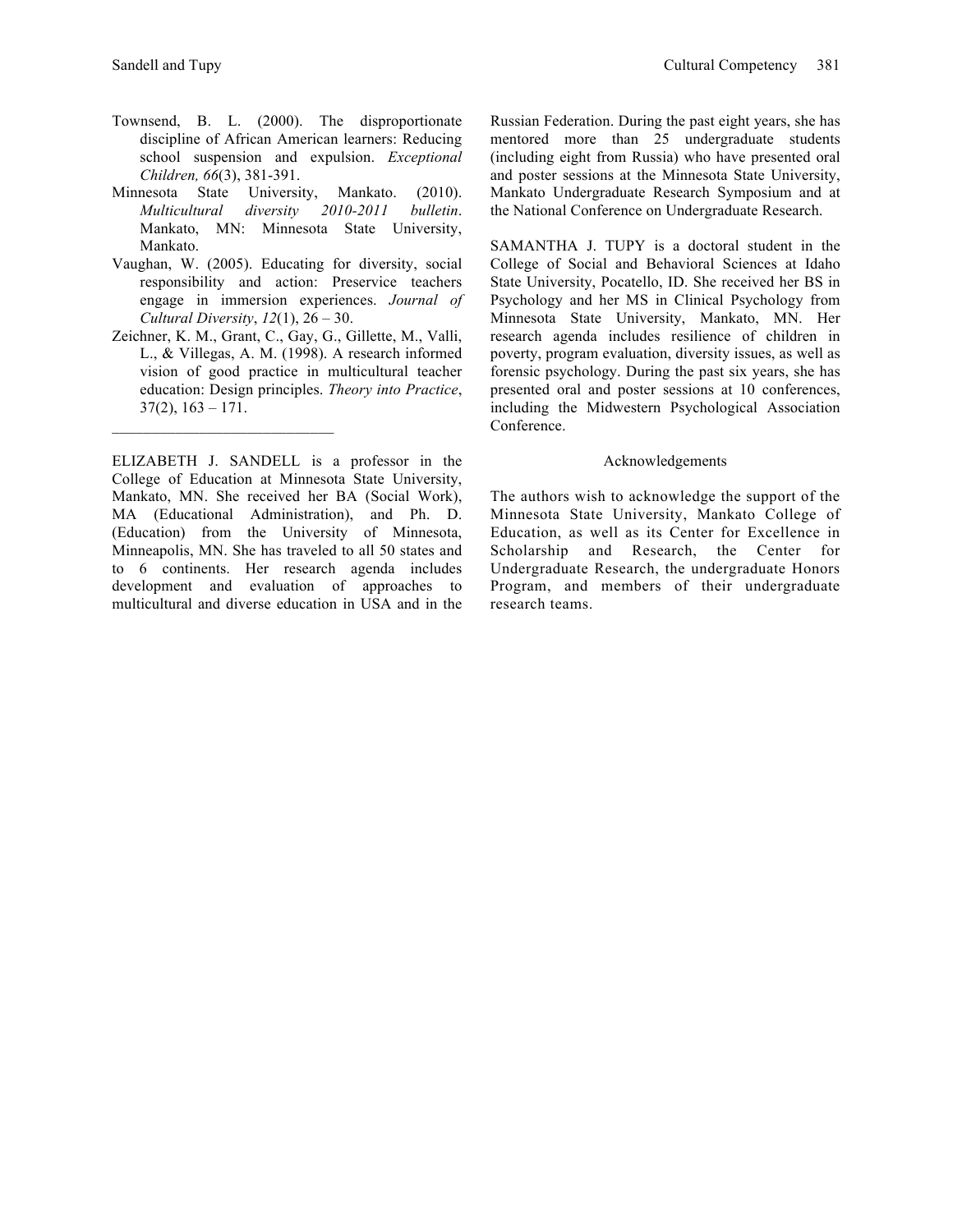Townsend, B. L. (2000). The disproportionate discipline of African American learners: Reducing school suspension and expulsion. *Exceptional Children, 66*(3), 381-391.

Minnesota State University, Mankato. (2010). *Multicultural diversity 2010-2011 bulletin*. Mankato, MN: Minnesota State University, Mankato.

Vaughan, W. (2005). Educating for diversity, social responsibility and action: Preservice teachers engage in immersion experiences. *Journal of Cultural Diversity*, *12*(1), 26 – 30.

Zeichner, K. M., Grant, C., Gay, G., Gillette, M., Valli, L., & Villegas, A. M. (1998). A research informed vision of good practice in multicultural teacher education: Design principles. *Theory into Practice*, 37(2), 163 – 171.

---

ELIZABETH J. SANDELL is a professor in the College of Education at Minnesota State University, Mankato, MN. She received her BA (Social Work), MA (Educational Administration), and Ph. D. (Education) from the University of Minnesota, Minneapolis, MN. She has traveled to all 50 states and to 6 continents. Her research agenda includes development and evaluation of approaches to multicultural and diverse education in USA and in the Russian Federation. During the past eight years, she has mentored more than 25 undergraduate students (including eight from Russia) who have presented oral and poster sessions at the Minnesota State University, Mankato Undergraduate Research Symposium and at the National Conference on Undergraduate Research.

SAMANTHA J. TUPY is a doctoral student in the College of Social and Behavioral Sciences at Idaho State University, Pocatello, ID. She received her BS in Psychology and her MS in Clinical Psychology from Minnesota State University, Mankato, MN. Her research agenda includes resilience of children in poverty, program evaluation, diversity issues, as well as forensic psychology. During the past six years, she has presented oral and poster sessions at 10 conferences, including the Midwestern Psychological Association Conference.

## Acknowledgements

The authors wish to acknowledge the support of the Minnesota State University, Mankato College of Education, as well as its Center for Excellence in Scholarship and Research, the Center for Undergraduate Research, the undergraduate Honors Program, and members of their undergraduate research teams.